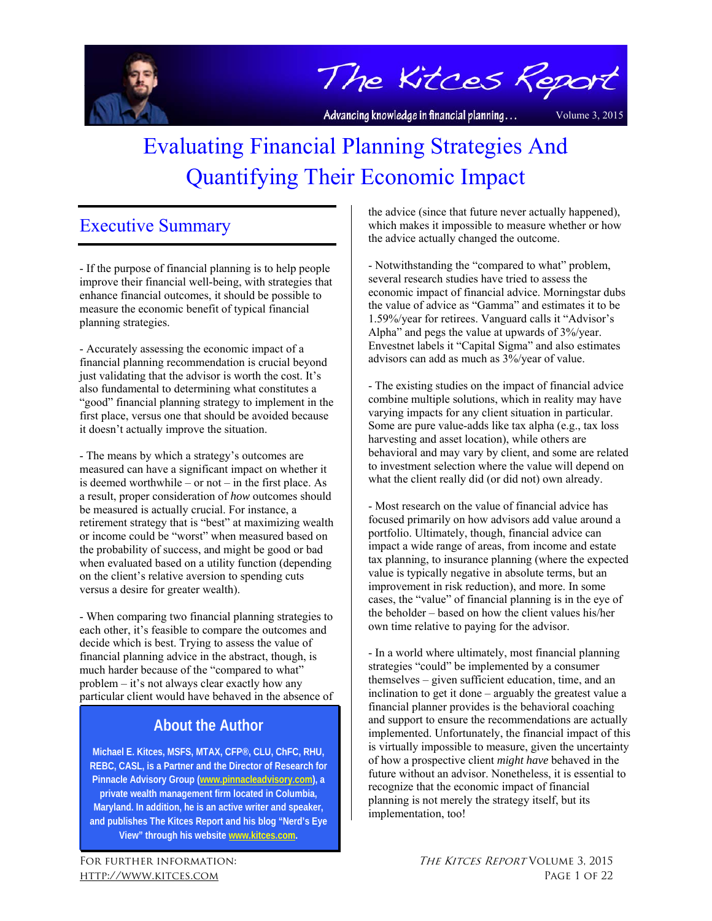# Evaluating Financial Planning Strategies And Quantifying Their Economic Impact

## Executive Summary

- If the purpose of financial planning is to help people improve their financial well-being, with strategies that enhance financial outcomes, it should be possible to measure the economic benefit of typical financial planning strategies.

- Accurately assessing the economic impact of a financial planning recommendation is crucial beyond just validating that the advisor is worth the cost. It's also fundamental to determining what constitutes a "good" financial planning strategy to implement in the first place, versus one that should be avoided because it doesn't actually improve the situation.

- The means by which a strategy's outcomes are measured can have a significant impact on whether it is deemed worthwhile – or not – in the first place. As a result, proper consideration of *how* outcomes should be measured is actually crucial. For instance, a retirement strategy that is "best" at maximizing wealth or income could be "worst" when measured based on the probability of success, and might be good or bad when evaluated based on a utility function (depending on the client's relative aversion to spending cuts versus a desire for greater wealth).

- When comparing two financial planning strategies to each other, it's feasible to compare the outcomes and decide which is best. Trying to assess the value of financial planning advice in the abstract, though, is much harder because of the "compared to what" problem – it's not always clear exactly how any particular client would have behaved in the absence of the advice (since that future never actually happened), which makes it impossible to measure whether or how the advice actually changed the outcome.

- Notwithstanding the "compared to what" problem, several research studies have tried to assess the economic impact of financial advice. Morningstar dubs the value of advice as "Gamma" and estimates it to be 1.59%/year for retirees. Vanguard calls it "Advisor's Alpha" and pegs the value at upwards of 3%/year. Envestnet labels it "Capital Sigma" and also estimates advisors can add as much as 3%/year of value.

- The existing studies on the impact of financial advice combine multiple solutions, which in reality may have varying impacts for any client situation in particular. Some are pure value-adds like tax alpha (e.g., tax loss harvesting and asset location), while others are behavioral and may vary by client, and some are related to investment selection where the value will depend on what the client really did (or did not) own already.

- Most research on the value of financial advice has focused primarily on how advisors add value around a portfolio. Ultimately, though, financial advice can impact a wide range of areas, from income and estate tax planning, to insurance planning (where the expected value is typically negative in absolute terms, but an improvement in risk reduction), and more. In some cases, the "value" of financial planning is in the eye of the beholder – based on how the client values his/her own time relative to paying for the advisor.

- In a world where ultimately, most financial planning strategies "could" be implemented by a consumer themselves – given sufficient education, time, and an inclination to get it done – arguably the greatest value a financial planner provides is the behavioral coaching and support to ensure the recommendations are actually implemented. Unfortunately, the financial impact of this is virtually impossible to measure, given the uncertainty of how a prospective client *might have* behaved in the future without an advisor. Nonetheless, it is essential to recognize that the economic impact of financial planning is not merely the strategy itself, but its implementation, too!

## About the Author

**Michael E. Kitces, MSFS, MTAX, CFP®, CLU, ChFC, RHU, REBC, CASL, is a Partner and the Director of Research for Pinnacle Advisory Group (www.pinnacleadvisory.com), a private wealth management firm located in Columbia, Maryland. In addition, he is an active writer and speaker, and publishes The Kitces Report and his blog "Nerd's Eye View" through his website www.kitces.com.**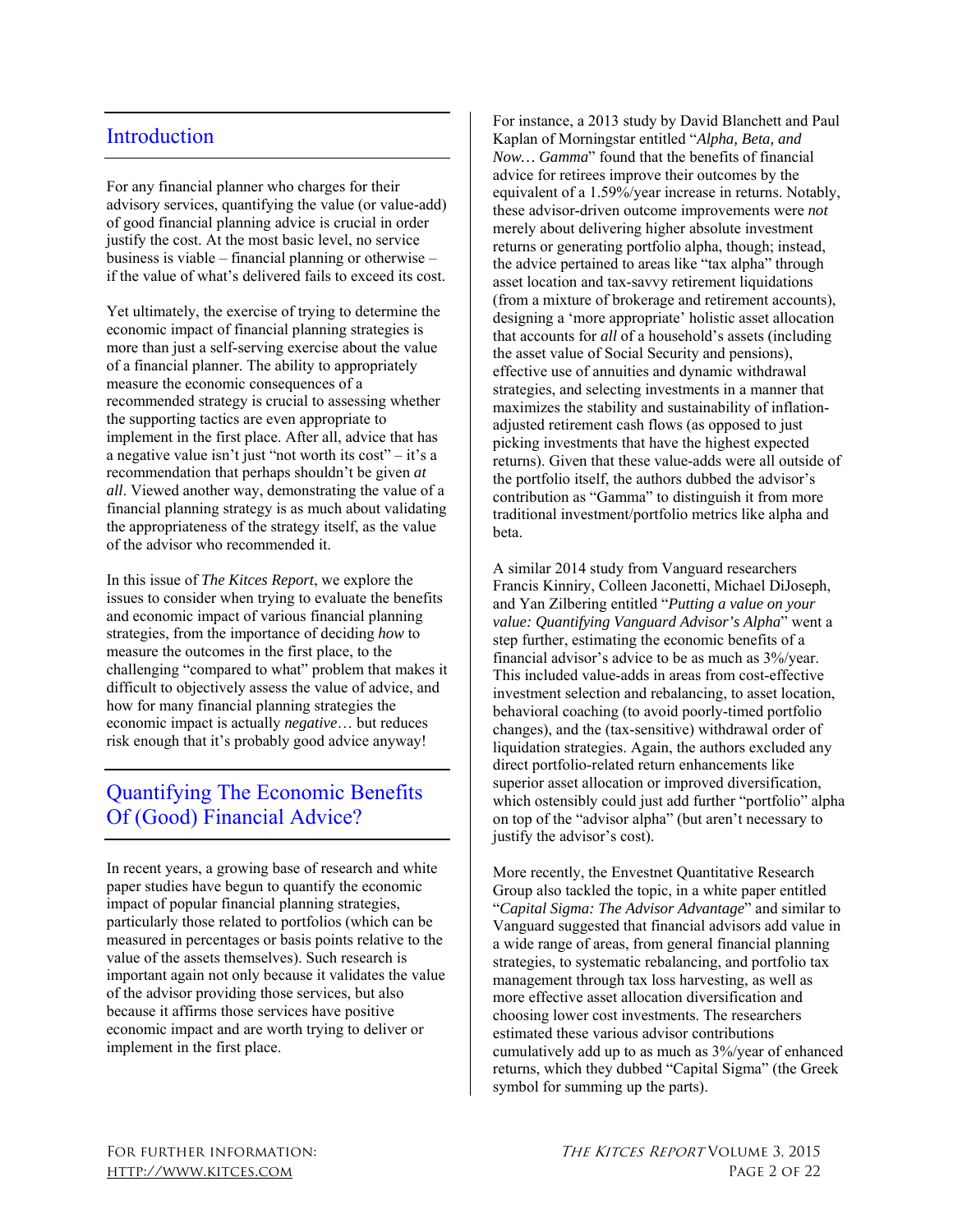## Introduction

For any financial planner who charges for their advisory services, quantifying the value (or value-add) of good financial planning advice is crucial in order justify the cost. At the most basic level, no service business is viable – financial planning or otherwise – if the value of what's delivered fails to exceed its cost.

Yet ultimately, the exercise of trying to determine the economic impact of financial planning strategies is more than just a self-serving exercise about the value of a financial planner. The ability to appropriately measure the economic consequences of a recommended strategy is crucial to assessing whether the supporting tactics are even appropriate to implement in the first place. After all, advice that has a negative value isn't just "not worth its cost" – it's a recommendation that perhaps shouldn't be given *at all*. Viewed another way, demonstrating the value of a financial planning strategy is as much about validating the appropriateness of the strategy itself, as the value of the advisor who recommended it.

In this issue of *The Kitces Report*, we explore the issues to consider when trying to evaluate the benefits and economic impact of various financial planning strategies, from the importance of deciding *how* to measure the outcomes in the first place, to the challenging "compared to what" problem that makes it difficult to objectively assess the value of advice, and how for many financial planning strategies the economic impact is actually *negative*… but reduces risk enough that it's probably good advice anyway!

## Quantifying The Economic Benefits Of (Good) Financial Advice?

In recent years, a growing base of research and white paper studies have begun to quantify the economic impact of popular financial planning strategies, particularly those related to portfolios (which can be measured in percentages or basis points relative to the value of the assets themselves). Such research is important again not only because it validates the value of the advisor providing those services, but also because it affirms those services have positive economic impact and are worth trying to deliver or implement in the first place.

For instance, a 2013 study by David Blanchett and Paul Kaplan of Morningstar entitled "*Alpha, Beta, and Now… Gamma*" found that the benefits of financial advice for retirees improve their outcomes by the equivalent of a 1.59%/year increase in returns. Notably, these advisor-driven outcome improvements were *not* merely about delivering higher absolute investment returns or generating portfolio alpha, though; instead, the advice pertained to areas like "tax alpha" through asset location and tax-savvy retirement liquidations (from a mixture of brokerage and retirement accounts), designing a 'more appropriate' holistic asset allocation that accounts for *all* of a household's assets (including the asset value of Social Security and pensions), effective use of annuities and dynamic withdrawal strategies, and selecting investments in a manner that maximizes the stability and sustainability of inflation-adjusted retirement cash flows (as opposed to just picking investments that have the highest expected returns). Given that these value-adds were all outside of the portfolio itself, the authors dubbed the advisor's contribution as "Gamma" to distinguish it from more traditional investment/portfolio metrics like alpha and beta.

A similar 2014 study from Vanguard researchers Francis Kinniry, Colleen Jaconetti, Michael DiJoseph, and Yan Zilbering entitled "*Putting a value on your value: Quantifying Vanguard Advisor's Alpha*" went a step further, estimating the economic benefits of a financial advisor's advice to be as much as 3%/year. This included value-adds in areas from cost-effective investment selection and rebalancing, to asset location, behavioral coaching (to avoid poorly-timed portfolio changes), and the (tax-sensitive) withdrawal order of liquidation strategies. Again, the authors excluded any direct portfolio-related return enhancements like superior asset allocation or improved diversification, which ostensibly could just add further "portfolio" alpha on top of the "advisor alpha" (but aren't necessary to justify the advisor's cost).

More recently, the Envestnet Quantitative Research Group also tackled the topic, in a white paper entitled "*Capital Sigma: The Advisor Advantage*" and similar to Vanguard suggested that financial advisors add value in a wide range of areas, from general financial planning strategies, to systematic rebalancing, and portfolio tax management through tax loss harvesting, as well as more effective asset allocation diversification and choosing lower cost investments. The researchers estimated these various advisor contributions cumulatively add up to as much as 3%/year of enhanced returns, which they dubbed "Capital Sigma" (the Greek symbol for summing up the parts).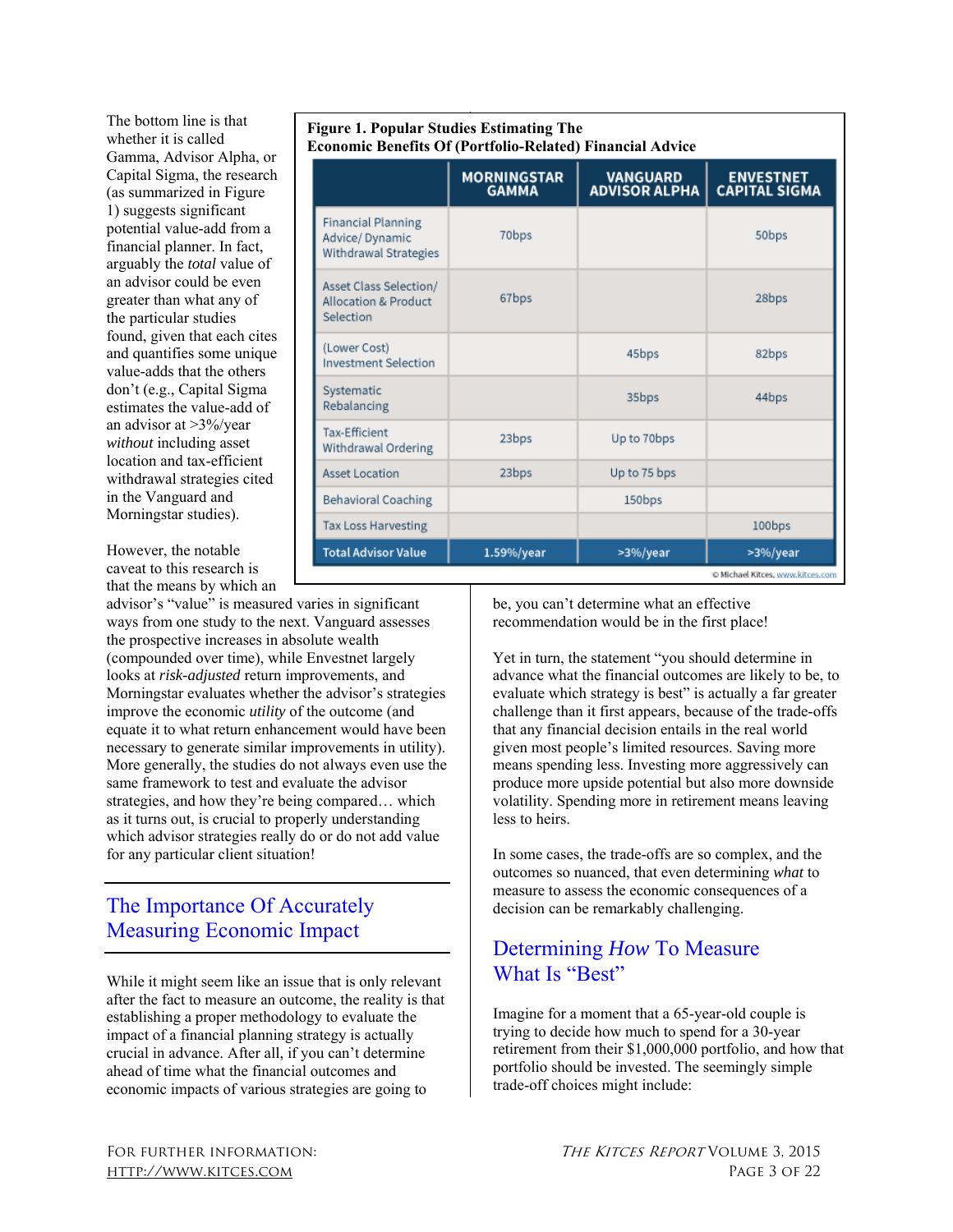The bottom line is that whether it is called Gamma, Advisor Alpha, or Capital Sigma, the research (as summarized in Figure 1) suggests significant potential value-add from a financial planner. In fact, arguably the *total* value of an advisor could be even greater than what any of the particular studies found, given that each cites and quantifies some unique value-adds that the others don't (e.g., Capital Sigma estimates the value-add of an advisor at >3%/year *without* including asset location and tax-efficient withdrawal strategies cited in the Vanguard and Morningstar studies).

**Figure 1. Popular Studies Estimating The Economic Benefits Of (Portfolio-Related) Financial Advice**

| | MORNINGSTAR GAMMA | VANGUARD ADVISOR ALPHA | ENVESTNET CAPITAL SIGMA |
|---|---|---|---|
| Financial Planning Advice/ Dynamic Withdrawal Strategies | 70bps | | 50bps |
| Asset Class Selection/ Allocation & Product Selection | 67bps | | 28bps |
| (Lower Cost) Investment Selection | | 45bps | 82bps |
| Systematic Rebalancing | | 35bps | 44bps |
| Tax-Efficient Withdrawal Ordering | 23bps | Up to 70bps | |
| Asset Location | 23bps | Up to 75 bps | |
| Behavioral Coaching | | 150bps | |
| Tax Loss Harvesting | | | 100bps |
| **Total Advisor Value** | **1.59%/year** | **>3%/year** | **>3%/year** |

© Michael Kitces, www.kitces.com

However, the notable caveat to this research is that the means by which an advisor's "value" is measured varies in significant ways from one study to the next. Vanguard assesses the prospective increases in absolute wealth (compounded over time), while Envestnet largely looks at *risk-adjusted* return improvements, and Morningstar evaluates whether the advisor's strategies improve the economic *utility* of the outcome (and equate it to what return enhancement would have been necessary to generate similar improvements in utility). More generally, the studies do not always even use the same framework to test and evaluate the advisor strategies, and how they're being compared… which as it turns out, is crucial to properly understanding which advisor strategies really do or do not add value for any particular client situation!

## The Importance Of Accurately Measuring Economic Impact

While it might seem like an issue that is only relevant after the fact to measure an outcome, the reality is that establishing a proper methodology to evaluate the impact of a financial planning strategy is actually crucial in advance. After all, if you can't determine ahead of time what the financial outcomes and economic impacts of various strategies are going to be, you can't determine what an effective recommendation would be in the first place!

Yet in turn, the statement "you should determine in advance what the financial outcomes are likely to be, to evaluate which strategy is best" is actually a far greater challenge than it first appears, because of the trade-offs that any financial decision entails in the real world given most people's limited resources. Saving more means spending less. Investing more aggressively can produce more upside potential but also more downside volatility. Spending more in retirement means leaving less to heirs.

In some cases, the trade-offs are so complex, and the outcomes so nuanced, that even determining *what* to measure to assess the economic consequences of a decision can be remarkably challenging.

## Determining *How* To Measure What Is "Best"

Imagine for a moment that a 65-year-old couple is trying to decide how much to spend for a 30-year retirement from their $1,000,000 portfolio, and how that portfolio should be invested. The seemingly simple trade-off choices might include: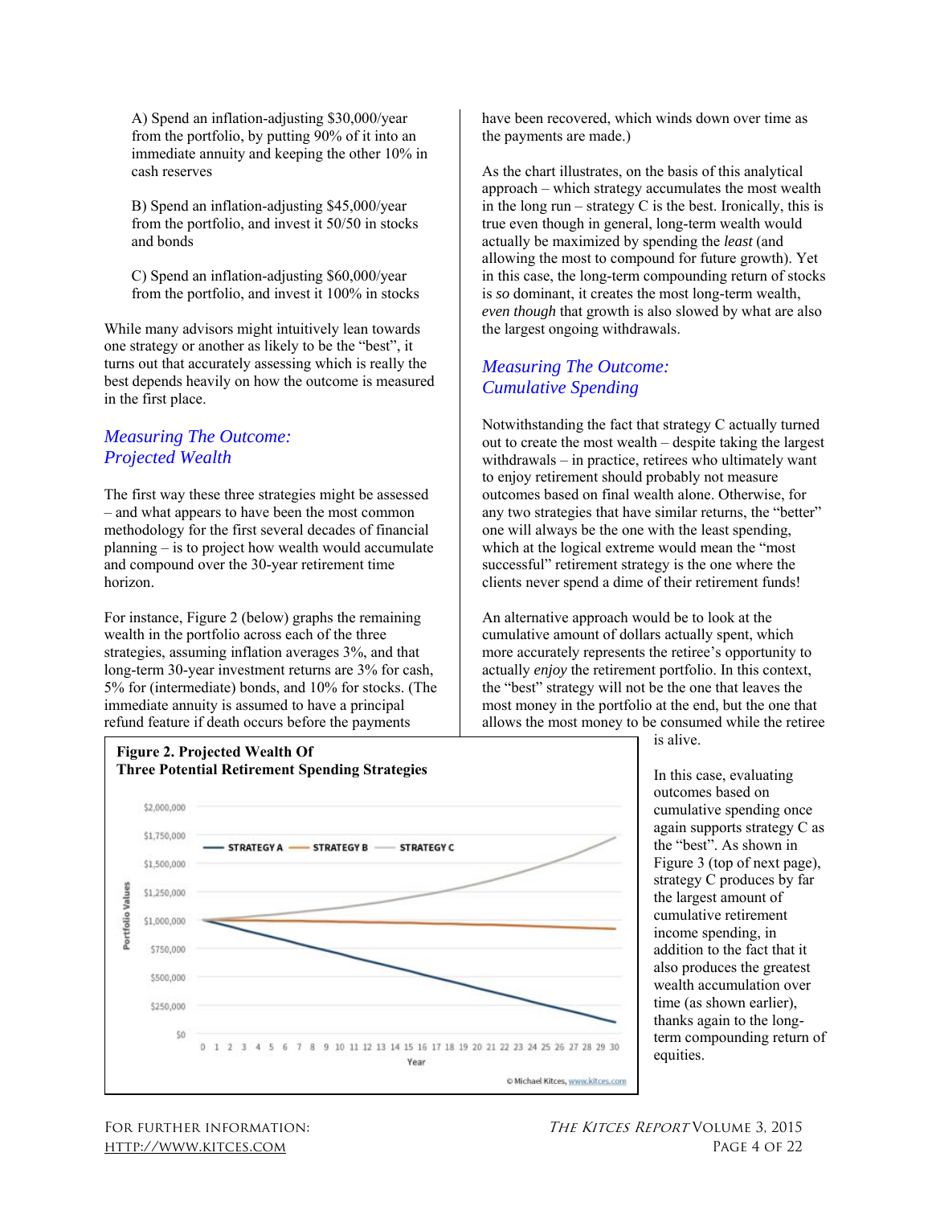A) Spend an inflation-adjusting $30,000/year from the portfolio, by putting 90% of it into an immediate annuity and keeping the other 10% in cash reserves

B) Spend an inflation-adjusting $45,000/year from the portfolio, and invest it 50/50 in stocks and bonds

C) Spend an inflation-adjusting $60,000/year from the portfolio, and invest it 100% in stocks

While many advisors might intuitively lean towards one strategy or another as likely to be the "best", it turns out that accurately assessing which is really the best depends heavily on how the outcome is measured in the first place.

## *Measuring The Outcome: Projected Wealth*

The first way these three strategies might be assessed – and what appears to have been the most common methodology for the first several decades of financial planning – is to project how wealth would accumulate and compound over the 30-year retirement time horizon.

For instance, Figure 2 (below) graphs the remaining wealth in the portfolio across each of the three strategies, assuming inflation averages 3%, and that long-term 30-year investment returns are 3% for cash, 5% for (intermediate) bonds, and 10% for stocks. (The immediate annuity is assumed to have a principal refund feature if death occurs before the payments have been recovered, which winds down over time as the payments are made.)

**Figure 2. Projected Wealth Of Three Potential Retirement Spending Strategies**

As the chart illustrates, on the basis of this analytical approach – which strategy accumulates the most wealth in the long run – strategy C is the best. Ironically, this is true even though in general, long-term wealth would actually be maximized by spending the *least* (and allowing the most to compound for future growth). Yet in this case, the long-term compounding return of stocks is *so* dominant, it creates the most long-term wealth, *even though* that growth is also slowed by what are also the largest ongoing withdrawals.

## *Measuring The Outcome: Cumulative Spending*

Notwithstanding the fact that strategy C actually turned out to create the most wealth – despite taking the largest withdrawals – in practice, retirees who ultimately want to enjoy retirement should probably not measure outcomes based on final wealth alone. Otherwise, for any two strategies that have similar returns, the "better" one will always be the one with the least spending, which at the logical extreme would mean the "most successful" retirement strategy is the one where the clients never spend a dime of their retirement funds!

An alternative approach would be to look at the cumulative amount of dollars actually spent, which more accurately represents the retiree's opportunity to actually *enjoy* the retirement portfolio. In this context, the "best" strategy will not be the one that leaves the most money in the portfolio at the end, but the one that allows the most money to be consumed while the retiree is alive.

In this case, evaluating outcomes based on cumulative spending once again supports strategy C as the "best". As shown in Figure 3 (top of next page), strategy C produces by far the largest amount of cumulative retirement income spending, in addition to the fact that it also produces the greatest wealth accumulation over time (as shown earlier), thanks again to the long-term compounding return of equities.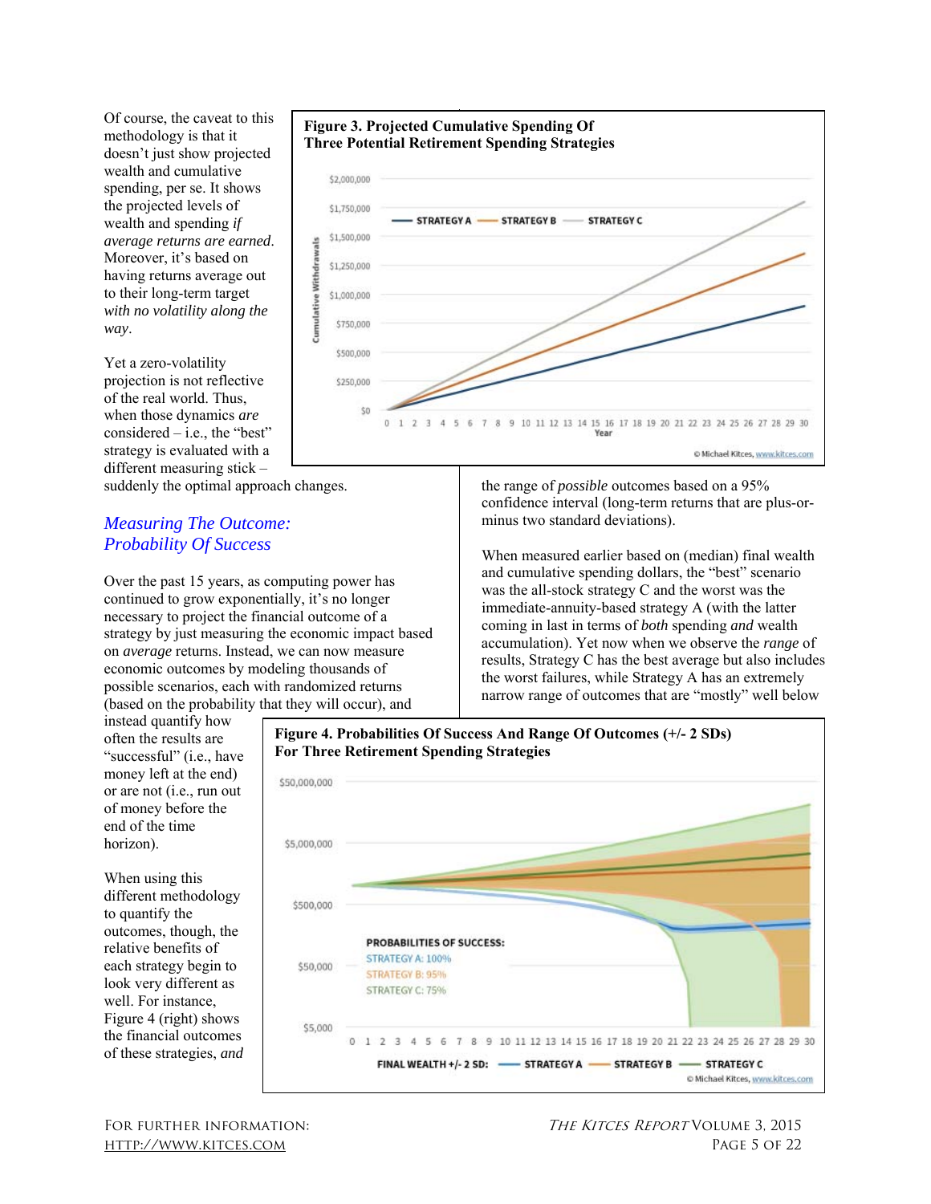Of course, the caveat to this methodology is that it doesn't just show projected wealth and cumulative spending, per se. It shows the projected levels of wealth and spending *if average returns are earned*. Moreover, it's based on having returns average out to their long-term target *with no volatility along the way*.

Yet a zero-volatility projection is not reflective of the real world. Thus, when those dynamics *are* considered – i.e., the "best" strategy is evaluated with a different measuring stick – suddenly the optimal approach changes.

**Figure 3. Projected Cumulative Spending Of Three Potential Retirement Spending Strategies**

## *Measuring The Outcome: Probability Of Success*

Over the past 15 years, as computing power has continued to grow exponentially, it's no longer necessary to project the financial outcome of a strategy by just measuring the economic impact based on *average* returns. Instead, we can now measure economic outcomes by modeling thousands of possible scenarios, each with randomized returns (based on the probability that they will occur), and instead quantify how often the results are "successful" (i.e., have money left at the end) or are not (i.e., run out of money before the end of the time horizon).

When using this different methodology to quantify the outcomes, though, the relative benefits of each strategy begin to look very different as well. For instance, Figure 4 (right) shows the financial outcomes of these strategies, *and* the range of *possible* outcomes based on a 95% confidence interval (long-term returns that are plus-or-minus two standard deviations).

When measured earlier based on (median) final wealth and cumulative spending dollars, the "best" scenario was the all-stock strategy C and the worst was the immediate-annuity-based strategy A (with the latter coming in last in terms of *both* spending *and* wealth accumulation). Yet now when we observe the *range* of results, Strategy C has the best average but also includes the worst failures, while Strategy A has an extremely narrow range of outcomes that are "mostly" well below

**Figure 4. Probabilities Of Success And Range Of Outcomes (+/- 2 SDs) For Three Retirement Spending Strategies**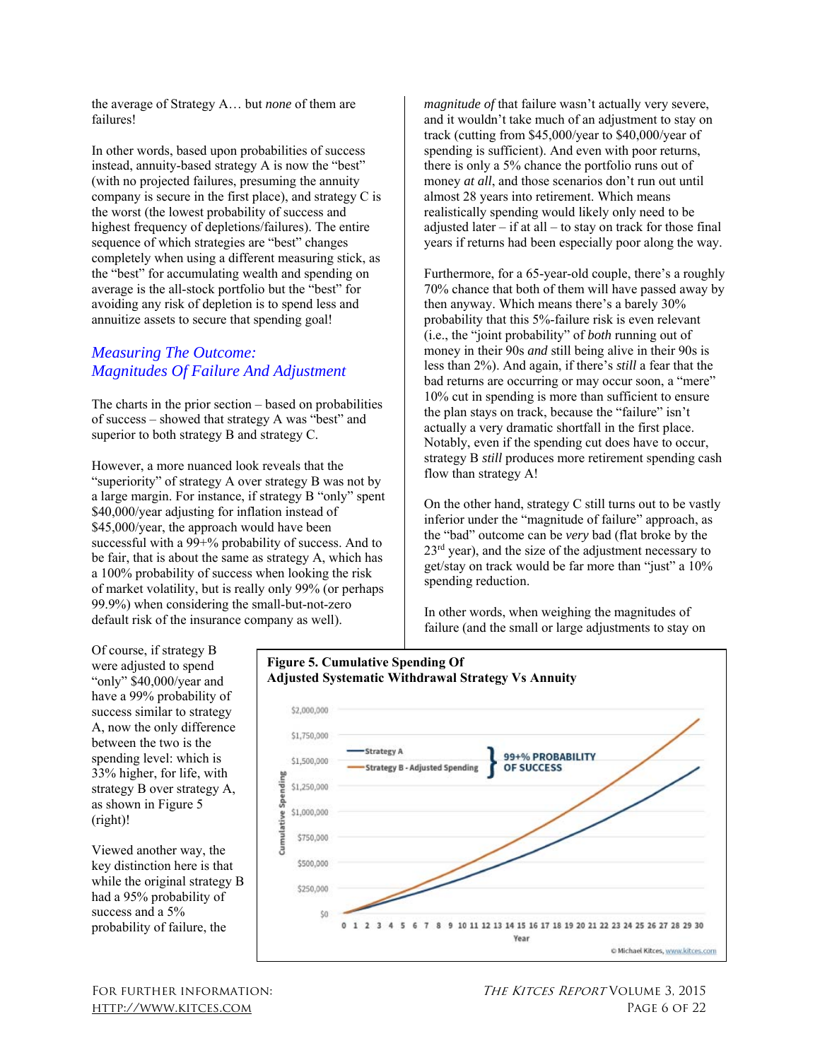the average of Strategy A… but *none* of them are failures!

In other words, based upon probabilities of success instead, annuity-based strategy A is now the "best" (with no projected failures, presuming the annuity company is secure in the first place), and strategy C is the worst (the lowest probability of success and highest frequency of depletions/failures). The entire sequence of which strategies are "best" changes completely when using a different measuring stick, as the "best" for accumulating wealth and spending on average is the all-stock portfolio but the "best" for avoiding any risk of depletion is to spend less and annuitize assets to secure that spending goal!

## *Measuring The Outcome: Magnitudes Of Failure And Adjustment*

The charts in the prior section – based on probabilities of success – showed that strategy A was "best" and superior to both strategy B and strategy C.

However, a more nuanced look reveals that the "superiority" of strategy A over strategy B was not by a large margin. For instance, if strategy B "only" spent $40,000/year adjusting for inflation instead of $45,000/year, the approach would have been successful with a 99+% probability of success. And to be fair, that is about the same as strategy A, which has a 100% probability of success when looking the risk of market volatility, but is really only 99% (or perhaps 99.9%) when considering the small-but-not-zero default risk of the insurance company as well).

Of course, if strategy B were adjusted to spend "only" $40,000/year and have a 99% probability of success similar to strategy A, now the only difference between the two is the spending level: which is 33% higher, for life, with strategy B over strategy A, as shown in Figure 5 (right)!

Viewed another way, the key distinction here is that while the original strategy B had a 95% probability of success and a 5% probability of failure, the *magnitude of* that failure wasn't actually very severe, and it wouldn't take much of an adjustment to stay on track (cutting from $45,000/year to $40,000/year of spending is sufficient). And even with poor returns, there is only a 5% chance the portfolio runs out of money *at all*, and those scenarios don't run out until almost 28 years into retirement. Which means realistically spending would likely only need to be adjusted later – if at all – to stay on track for those final years if returns had been especially poor along the way.

Furthermore, for a 65-year-old couple, there's a roughly 70% chance that both of them will have passed away by then anyway. Which means there's a barely 30% probability that this 5%-failure risk is even relevant (i.e., the "joint probability" of *both* running out of money in their 90s *and* still being alive in their 90s is less than 2%). And again, if there's *still* a fear that the bad returns are occurring or may occur soon, a "mere" 10% cut in spending is more than sufficient to ensure the plan stays on track, because the "failure" isn't actually a very dramatic shortfall in the first place. Notably, even if the spending cut does have to occur, strategy B *still* produces more retirement spending cash flow than strategy A!

On the other hand, strategy C still turns out to be vastly inferior under the "magnitude of failure" approach, as the "bad" outcome can be *very* bad (flat broke by the 23rd year), and the size of the adjustment necessary to get/stay on track would be far more than "just" a 10% spending reduction.

In other words, when weighing the magnitudes of failure (and the small or large adjustments to stay on

**Figure 5. Cumulative Spending Of Adjusted Systematic Withdrawal Strategy Vs Annuity**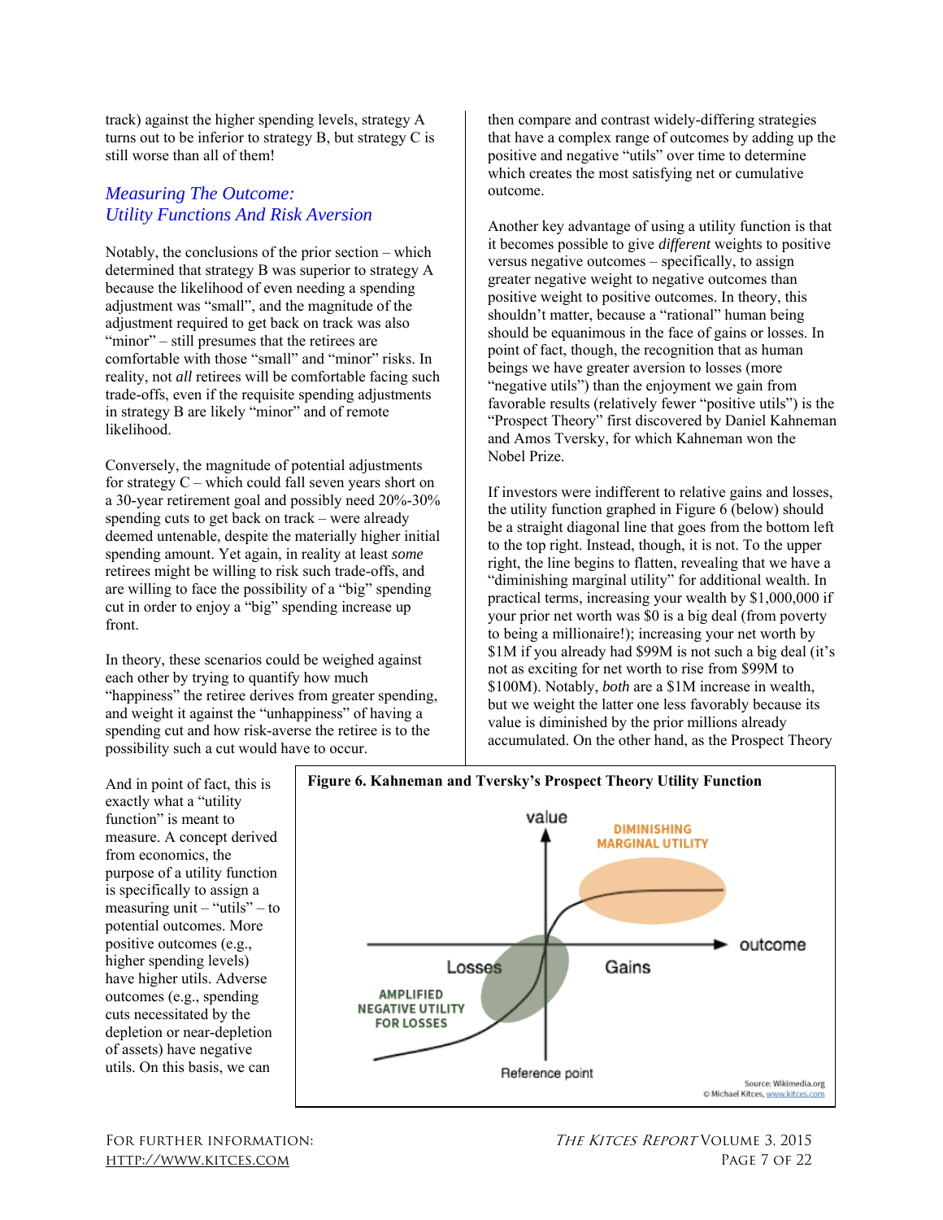track) against the higher spending levels, strategy A turns out to be inferior to strategy B, but strategy C is still worse than all of them!

## *Measuring The Outcome: Utility Functions And Risk Aversion*

Notably, the conclusions of the prior section – which determined that strategy B was superior to strategy A because the likelihood of even needing a spending adjustment was "small", and the magnitude of the adjustment required to get back on track was also "minor" – still presumes that the retirees are comfortable with those "small" and "minor" risks. In reality, not *all* retirees will be comfortable facing such trade-offs, even if the requisite spending adjustments in strategy B are likely "minor" and of remote likelihood.

Conversely, the magnitude of potential adjustments for strategy C – which could fall seven years short on a 30-year retirement goal and possibly need 20%-30% spending cuts to get back on track – were already deemed untenable, despite the materially higher initial spending amount. Yet again, in reality at least *some* retirees might be willing to risk such trade-offs, and are willing to face the possibility of a "big" spending cut in order to enjoy a "big" spending increase up front.

In theory, these scenarios could be weighed against each other by trying to quantify how much "happiness" the retiree derives from greater spending, and weight it against the "unhappiness" of having a spending cut and how risk-averse the retiree is to the possibility such a cut would have to occur.

And in point of fact, this is exactly what a "utility function" is meant to measure. A concept derived from economics, the purpose of a utility function is specifically to assign a measuring unit – "utils" – to potential outcomes. More positive outcomes (e.g., higher spending levels) have higher utils. Adverse outcomes (e.g., spending cuts necessitated by the depletion or near-depletion of assets) have negative utils. On this basis, we can then compare and contrast widely-differing strategies that have a complex range of outcomes by adding up the positive and negative "utils" over time to determine which creates the most satisfying net or cumulative outcome.

Another key advantage of using a utility function is that it becomes possible to give *different* weights to positive versus negative outcomes – specifically, to assign greater negative weight to negative outcomes than positive weight to positive outcomes. In theory, this shouldn't matter, because a "rational" human being should be equanimous in the face of gains or losses. In point of fact, though, the recognition that as human beings we have greater aversion to losses (more "negative utils") than the enjoyment we gain from favorable results (relatively fewer "positive utils") is the "Prospect Theory" first discovered by Daniel Kahneman and Amos Tversky, for which Kahneman won the Nobel Prize.

If investors were indifferent to relative gains and losses, the utility function graphed in Figure 6 (below) should be a straight diagonal line that goes from the bottom left to the top right. Instead, though, it is not. To the upper right, the line begins to flatten, revealing that we have a "diminishing marginal utility" for additional wealth. In practical terms, increasing your wealth by $1,000,000 if your prior net worth was $0 is a big deal (from poverty to being a millionaire!); increasing your net worth by $1M if you already had $99M is not such a big deal (it's not as exciting for net worth to rise from $99M to $100M). Notably, *both* are a $1M increase in wealth, but we weight the latter one less favorably because its value is diminished by the prior millions already accumulated. On the other hand, as the Prospect Theory

**Figure 6. Kahneman and Tversky's Prospect Theory Utility Function**

Source: Wikimedia.org
© Michael Kitces, www.kitces.com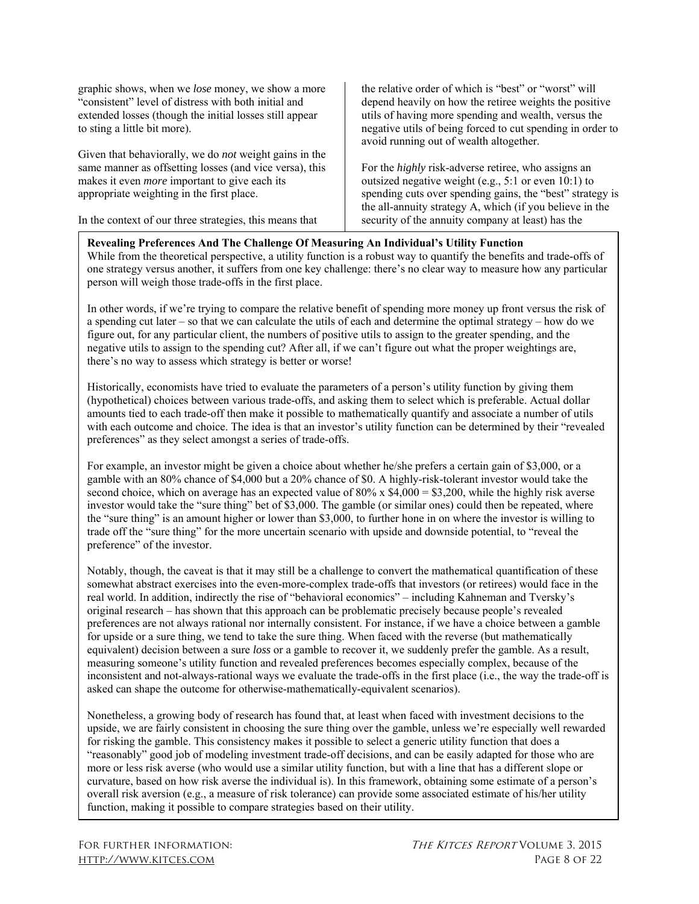graphic shows, when we *lose* money, we show a more "consistent" level of distress with both initial and extended losses (though the initial losses still appear to sting a little bit more).

Given that behaviorally, we do *not* weight gains in the same manner as offsetting losses (and vice versa), this makes it even *more* important to give each its appropriate weighting in the first place.

In the context of our three strategies, this means that the relative order of which is "best" or "worst" will depend heavily on how the retiree weights the positive utils of having more spending and wealth, versus the negative utils of being forced to cut spending in order to avoid running out of wealth altogether.

For the *highly* risk-adverse retiree, who assigns an outsized negative weight (e.g., 5:1 or even 10:1) to spending cuts over spending gains, the "best" strategy is the all-annuity strategy A, which (if you believe in the security of the annuity company at least) has the

**Revealing Preferences And The Challenge Of Measuring An Individual's Utility Function**

While from the theoretical perspective, a utility function is a robust way to quantify the benefits and trade-offs of one strategy versus another, it suffers from one key challenge: there's no clear way to measure how any particular person will weigh those trade-offs in the first place.

In other words, if we're trying to compare the relative benefit of spending more money up front versus the risk of a spending cut later – so that we can calculate the utils of each and determine the optimal strategy – how do we figure out, for any particular client, the numbers of positive utils to assign to the greater spending, and the negative utils to assign to the spending cut? After all, if we can't figure out what the proper weightings are, there's no way to assess which strategy is better or worse!

Historically, economists have tried to evaluate the parameters of a person's utility function by giving them (hypothetical) choices between various trade-offs, and asking them to select which is preferable. Actual dollar amounts tied to each trade-off then make it possible to mathematically quantify and associate a number of utils with each outcome and choice. The idea is that an investor's utility function can be determined by their "revealed preferences" as they select amongst a series of trade-offs.

For example, an investor might be given a choice about whether he/she prefers a certain gain of $3,000, or a gamble with an 80% chance of $4,000 but a 20% chance of $0. A highly-risk-tolerant investor would take the second choice, which on average has an expected value of 80% x $4,000 = $3,200, while the highly risk averse investor would take the "sure thing" bet of $3,000. The gamble (or similar ones) could then be repeated, where the "sure thing" is an amount higher or lower than $3,000, to further hone in on where the investor is willing to trade off the "sure thing" for the more uncertain scenario with upside and downside potential, to "reveal the preference" of the investor.

Notably, though, the caveat is that it may still be a challenge to convert the mathematical quantification of these somewhat abstract exercises into the even-more-complex trade-offs that investors (or retirees) would face in the real world. In addition, indirectly the rise of "behavioral economics" – including Kahneman and Tversky's original research – has shown that this approach can be problematic precisely because people's revealed preferences are not always rational nor internally consistent. For instance, if we have a choice between a gamble for upside or a sure thing, we tend to take the sure thing. When faced with the reverse (but mathematically equivalent) decision between a sure *loss* or a gamble to recover it, we suddenly prefer the gamble. As a result, measuring someone's utility function and revealed preferences becomes especially complex, because of the inconsistent and not-always-rational ways we evaluate the trade-offs in the first place (i.e., the way the trade-off is asked can shape the outcome for otherwise-mathematically-equivalent scenarios).

Nonetheless, a growing body of research has found that, at least when faced with investment decisions to the upside, we are fairly consistent in choosing the sure thing over the gamble, unless we're especially well rewarded for risking the gamble. This consistency makes it possible to select a generic utility function that does a "reasonably" good job of modeling investment trade-off decisions, and can be easily adapted for those who are more or less risk averse (who would use a similar utility function, but with a line that has a different slope or curvature, based on how risk averse the individual is). In this framework, obtaining some estimate of a person's overall risk aversion (e.g., a measure of risk tolerance) can provide some associated estimate of his/her utility function, making it possible to compare strategies based on their utility.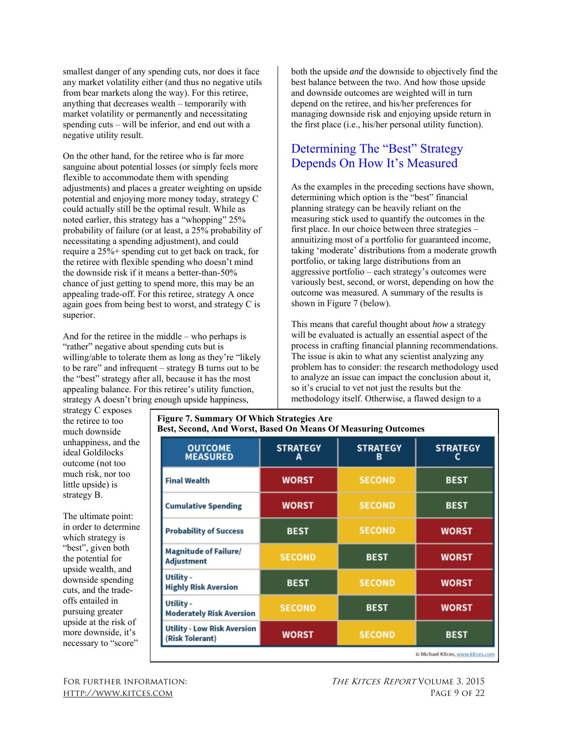smallest danger of any spending cuts, nor does it face any market volatility either (and thus no negative utils from bear markets along the way). For this retiree, anything that decreases wealth – temporarily with market volatility or permanently and necessitating spending cuts – will be inferior, and end out with a negative utility result.

On the other hand, for the retiree who is far more sanguine about potential losses (or simply feels more flexible to accommodate them with spending adjustments) and places a greater weighting on upside potential and enjoying more money today, strategy C could actually still be the optimal result. While as noted earlier, this strategy has a "whopping" 25% probability of failure (or at least, a 25% probability of necessitating a spending adjustment), and could require a 25%+ spending cut to get back on track, for the retiree with flexible spending who doesn't mind the downside risk if it means a better-than-50% chance of just getting to spend more, this may be an appealing trade-off. For this retiree, strategy A once again goes from being best to worst, and strategy C is superior.

And for the retiree in the middle – who perhaps is "rather" negative about spending cuts but is willing/able to tolerate them as long as they're "likely to be rare" and infrequent – strategy B turns out to be the "best" strategy after all, because it has the most appealing balance. For this retiree's utility function, strategy A doesn't bring enough upside happiness, strategy C exposes the retiree to too much downside unhappiness, and the ideal Goldilocks outcome (not too much risk, nor too little upside) is strategy B.

The ultimate point: in order to determine which strategy is "best", given both the potential for upside wealth, and downside spending cuts, and the trade-offs entailed in pursuing greater upside at the risk of more downside, it's necessary to "score" both the upside *and* the downside to objectively find the best balance between the two. And how those upside and downside outcomes are weighted will in turn depend on the retiree, and his/her preferences for managing downside risk and enjoying upside return in the first place (i.e., his/her personal utility function).

## Determining The "Best" Strategy Depends On How It's Measured

As the examples in the preceding sections have shown, determining which option is the "best" financial planning strategy can be heavily reliant on the measuring stick used to quantify the outcomes in the first place. In our choice between three strategies – annuitizing most of a portfolio for guaranteed income, taking 'moderate' distributions from a moderate growth portfolio, or taking large distributions from an aggressive portfolio – each strategy's outcomes were variously best, second, or worst, depending on how the outcome was measured. A summary of the results is shown in Figure 7 (below).

This means that careful thought about *how* a strategy will be evaluated is actually an essential aspect of the process in crafting financial planning recommendations. The issue is akin to what any scientist analyzing any problem has to consider: the research methodology used to analyze an issue can impact the conclusion about it, so it's crucial to vet not just the results but the methodology itself. Otherwise, a flawed design to a

**Figure 7. Summary Of Which Strategies Are Best, Second, And Worst, Based On Means Of Measuring Outcomes**

| OUTCOME MEASURED | STRATEGY A | STRATEGY B | STRATEGY C |
|---|---|---|---|
| Final Wealth | WORST | SECOND | BEST |
| Cumulative Spending | WORST | SECOND | BEST |
| Probability of Success | BEST | SECOND | WORST |
| Magnitude of Failure/ Adjustment | SECOND | BEST | WORST |
| Utility - Highly Risk Aversion | BEST | SECOND | WORST |
| Utility - Moderately Risk Aversion | SECOND | BEST | WORST |
| Utility - Low Risk Aversion (Risk Tolerant) | WORST | SECOND | BEST |

© Michael Kitces, www.kitces.com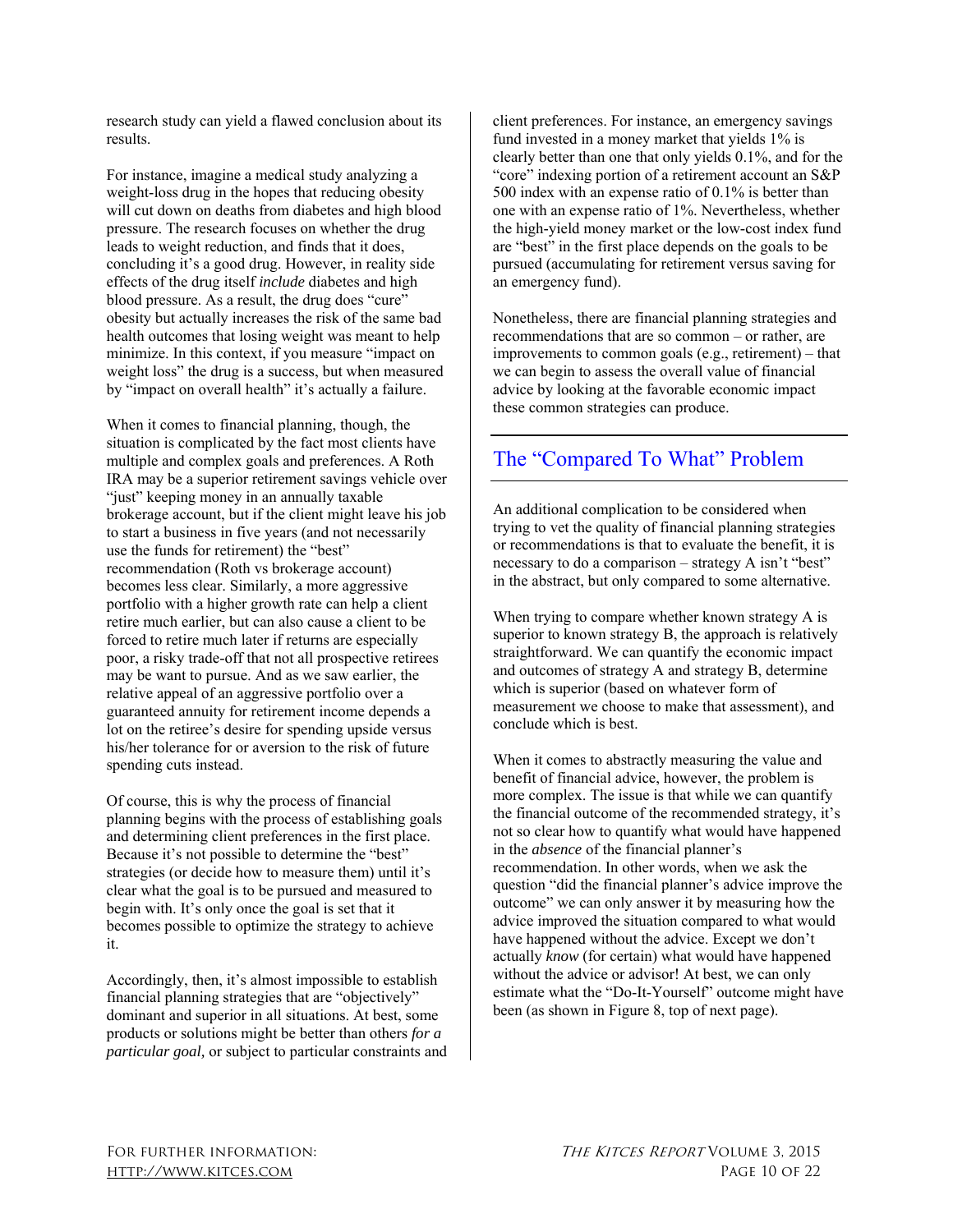research study can yield a flawed conclusion about its results.

For instance, imagine a medical study analyzing a weight-loss drug in the hopes that reducing obesity will cut down on deaths from diabetes and high blood pressure. The research focuses on whether the drug leads to weight reduction, and finds that it does, concluding it's a good drug. However, in reality side effects of the drug itself *include* diabetes and high blood pressure. As a result, the drug does "cure" obesity but actually increases the risk of the same bad health outcomes that losing weight was meant to help minimize. In this context, if you measure "impact on weight loss" the drug is a success, but when measured by "impact on overall health" it's actually a failure.

When it comes to financial planning, though, the situation is complicated by the fact most clients have multiple and complex goals and preferences. A Roth IRA may be a superior retirement savings vehicle over "just" keeping money in an annually taxable brokerage account, but if the client might leave his job to start a business in five years (and not necessarily use the funds for retirement) the "best" recommendation (Roth vs brokerage account) becomes less clear. Similarly, a more aggressive portfolio with a higher growth rate can help a client retire much earlier, but can also cause a client to be forced to retire much later if returns are especially poor, a risky trade-off that not all prospective retirees may be want to pursue. And as we saw earlier, the relative appeal of an aggressive portfolio over a guaranteed annuity for retirement income depends a lot on the retiree's desire for spending upside versus his/her tolerance for or aversion to the risk of future spending cuts instead.

Of course, this is why the process of financial planning begins with the process of establishing goals and determining client preferences in the first place. Because it's not possible to determine the "best" strategies (or decide how to measure them) until it's clear what the goal is to be pursued and measured to begin with. It's only once the goal is set that it becomes possible to optimize the strategy to achieve it.

Accordingly, then, it's almost impossible to establish financial planning strategies that are "objectively" dominant and superior in all situations. At best, some products or solutions might be better than others *for a particular goal,* or subject to particular constraints and client preferences. For instance, an emergency savings fund invested in a money market that yields 1% is clearly better than one that only yields 0.1%, and for the "core" indexing portion of a retirement account an S&P 500 index with an expense ratio of 0.1% is better than one with an expense ratio of 1%. Nevertheless, whether the high-yield money market or the low-cost index fund are "best" in the first place depends on the goals to be pursued (accumulating for retirement versus saving for an emergency fund).

Nonetheless, there are financial planning strategies and recommendations that are so common – or rather, are improvements to common goals (e.g., retirement) – that we can begin to assess the overall value of financial advice by looking at the favorable economic impact these common strategies can produce.

## The "Compared To What" Problem

An additional complication to be considered when trying to vet the quality of financial planning strategies or recommendations is that to evaluate the benefit, it is necessary to do a comparison – strategy A isn't "best" in the abstract, but only compared to some alternative.

When trying to compare whether known strategy A is superior to known strategy B, the approach is relatively straightforward. We can quantify the economic impact and outcomes of strategy A and strategy B, determine which is superior (based on whatever form of measurement we choose to make that assessment), and conclude which is best.

When it comes to abstractly measuring the value and benefit of financial advice, however, the problem is more complex. The issue is that while we can quantify the financial outcome of the recommended strategy, it's not so clear how to quantify what would have happened in the *absence* of the financial planner's recommendation. In other words, when we ask the question "did the financial planner's advice improve the outcome" we can only answer it by measuring how the advice improved the situation compared to what would have happened without the advice. Except we don't actually *know* (for certain) what would have happened without the advice or advisor! At best, we can only estimate what the "Do-It-Yourself" outcome might have been (as shown in Figure 8, top of next page).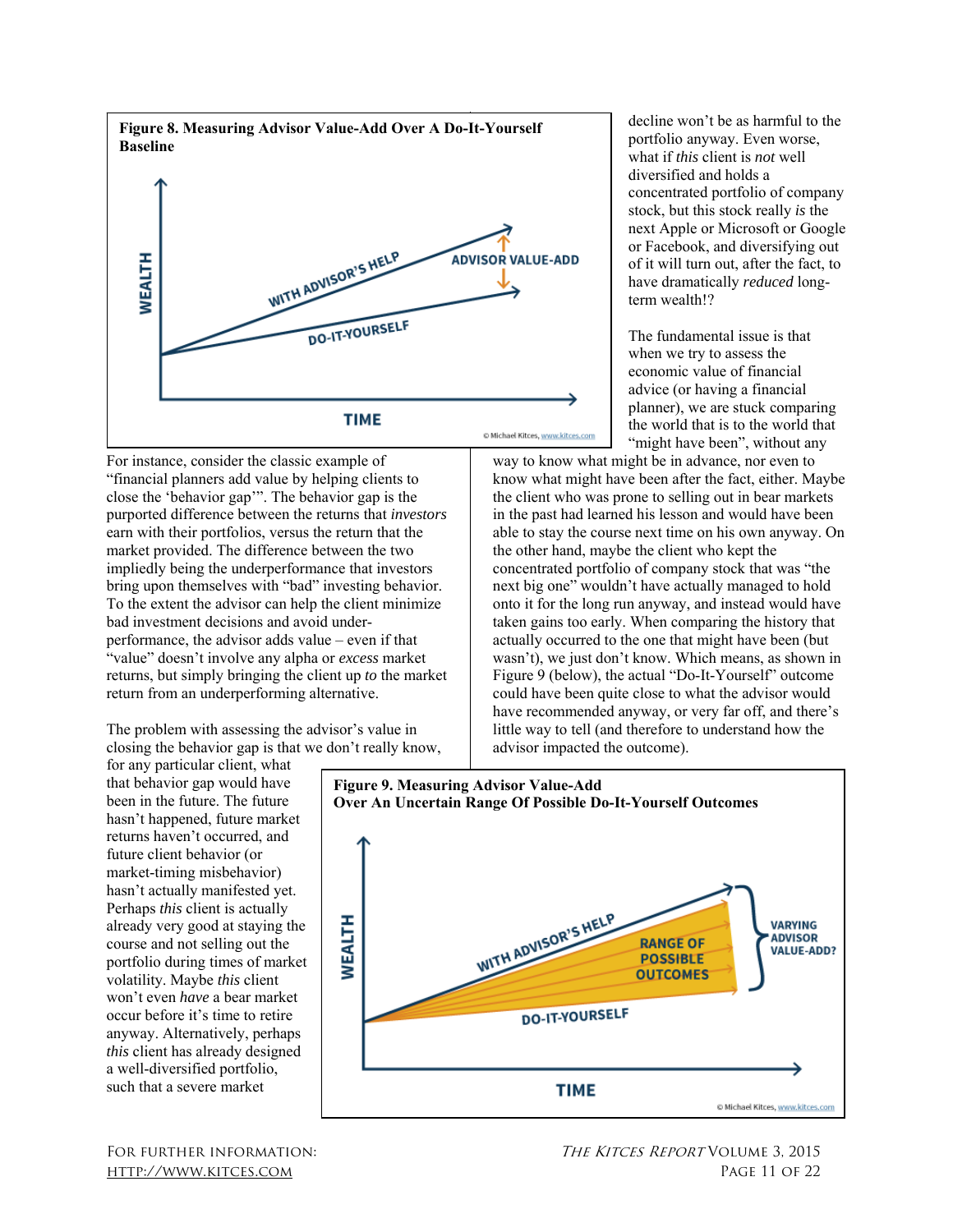**Figure 8. Measuring Advisor Value-Add Over A Do-It-Yourself Baseline**

For instance, consider the classic example of "financial planners add value by helping clients to close the 'behavior gap'". The behavior gap is the purported difference between the returns that *investors* earn with their portfolios, versus the return that the market provided. The difference between the two impliedly being the underperformance that investors bring upon themselves with "bad" investing behavior. To the extent the advisor can help the client minimize bad investment decisions and avoid under-performance, the advisor adds value – even if that "value" doesn't involve any alpha or *excess* market returns, but simply bringing the client up *to* the market return from an underperforming alternative.

The problem with assessing the advisor's value in closing the behavior gap is that we don't really know, for any particular client, what that behavior gap would have been in the future. The future hasn't happened, future market returns haven't occurred, and future client behavior (or market-timing misbehavior) hasn't actually manifested yet. Perhaps *this* client is actually already very good at staying the course and not selling out the portfolio during times of market volatility. Maybe *this* client won't even *have* a bear market occur before it's time to retire anyway. Alternatively, perhaps *this* client has already designed a well-diversified portfolio, such that a severe market decline won't be as harmful to the portfolio anyway. Even worse, what if *this* client is *not* well diversified and holds a concentrated portfolio of company stock, but this stock really *is* the next Apple or Microsoft or Google or Facebook, and diversifying out of it will turn out, after the fact, to have dramatically *reduced* long-term wealth!?

The fundamental issue is that when we try to assess the economic value of financial advice (or having a financial planner), we are stuck comparing the world that is to the world that "might have been", without any way to know what might be in advance, nor even to know what might have been after the fact, either. Maybe the client who was prone to selling out in bear markets in the past had learned his lesson and would have been able to stay the course next time on his own anyway. On the other hand, maybe the client who kept the concentrated portfolio of company stock that was "the next big one" wouldn't have actually managed to hold onto it for the long run anyway, and instead would have taken gains too early. When comparing the history that actually occurred to the one that might have been (but wasn't), we just don't know. Which means, as shown in Figure 9 (below), the actual "Do-It-Yourself" outcome could have been quite close to what the advisor would have recommended anyway, or very far off, and there's little way to tell (and therefore to understand how the advisor impacted the outcome).

**Figure 9. Measuring Advisor Value-Add Over An Uncertain Range Of Possible Do-It-Yourself Outcomes**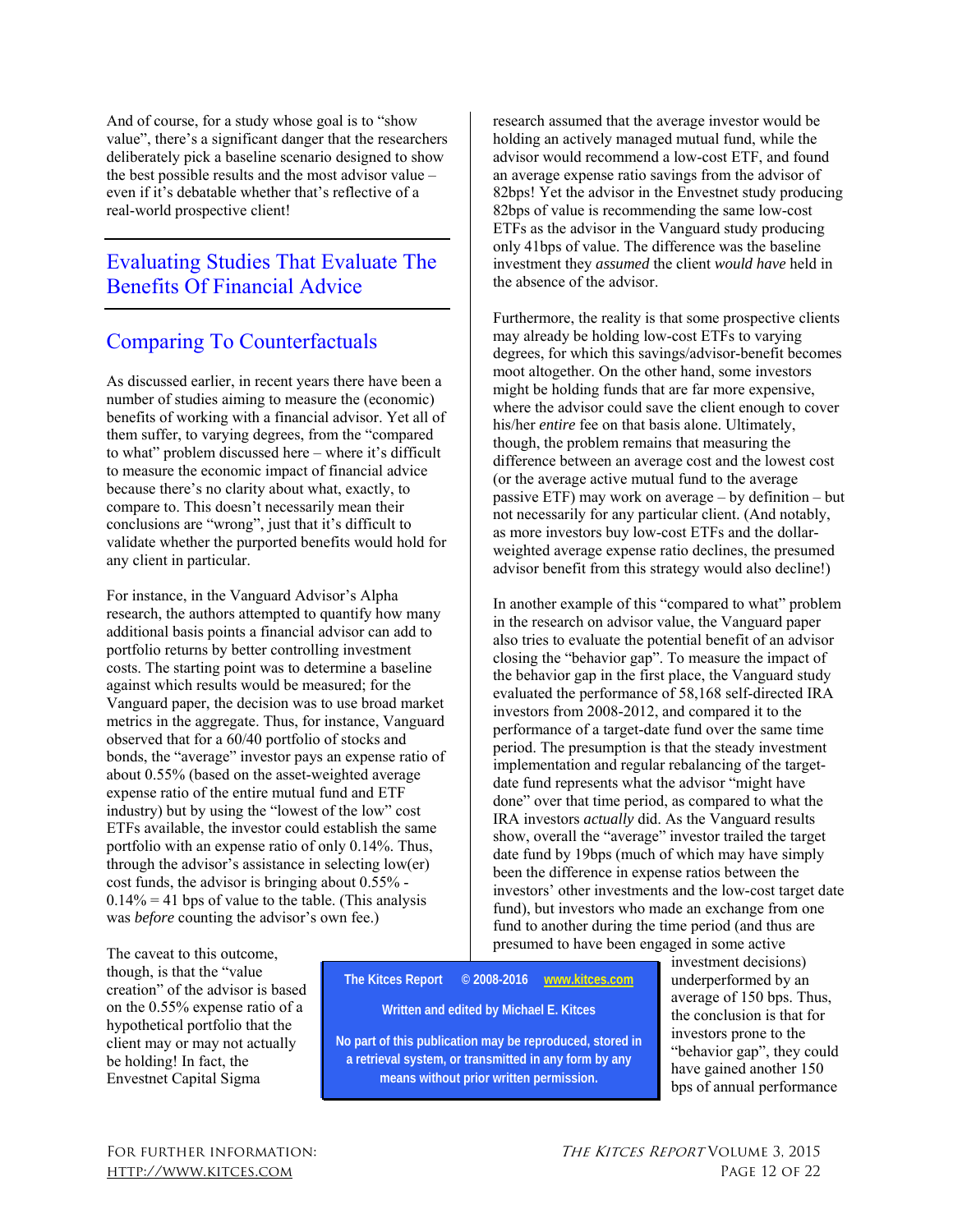And of course, for a study whose goal is to "show value", there's a significant danger that the researchers deliberately pick a baseline scenario designed to show the best possible results and the most advisor value – even if it's debatable whether that's reflective of a real-world prospective client!

## Evaluating Studies That Evaluate The Benefits Of Financial Advice

### Comparing To Counterfactuals

As discussed earlier, in recent years there have been a number of studies aiming to measure the (economic) benefits of working with a financial advisor. Yet all of them suffer, to varying degrees, from the "compared to what" problem discussed here – where it's difficult to measure the economic impact of financial advice because there's no clarity about what, exactly, to compare to. This doesn't necessarily mean their conclusions are "wrong", just that it's difficult to validate whether the purported benefits would hold for any client in particular.

For instance, in the Vanguard Advisor's Alpha research, the authors attempted to quantify how many additional basis points a financial advisor can add to portfolio returns by better controlling investment costs. The starting point was to determine a baseline against which results would be measured; for the Vanguard paper, the decision was to use broad market metrics in the aggregate. Thus, for instance, Vanguard observed that for a 60/40 portfolio of stocks and bonds, the "average" investor pays an expense ratio of about 0.55% (based on the asset-weighted average expense ratio of the entire mutual fund and ETF industry) but by using the "lowest of the low" cost ETFs available, the investor could establish the same portfolio with an expense ratio of only 0.14%. Thus, through the advisor's assistance in selecting low(er) cost funds, the advisor is bringing about 0.55% - 0.14% = 41 bps of value to the table. (This analysis was *before* counting the advisor's own fee.)

The caveat to this outcome, though, is that the "value creation" of the advisor is based on the 0.55% expense ratio of a hypothetical portfolio that the client may or may not actually be holding! In fact, the Envestnet Capital Sigma research assumed that the average investor would be holding an actively managed mutual fund, while the advisor would recommend a low-cost ETF, and found an average expense ratio savings from the advisor of 82bps! Yet the advisor in the Envestnet study producing 82bps of value is recommending the same low-cost ETFs as the advisor in the Vanguard study producing only 41bps of value. The difference was the baseline investment they *assumed* the client *would have* held in the absence of the advisor.

Furthermore, the reality is that some prospective clients may already be holding low-cost ETFs to varying degrees, for which this savings/advisor-benefit becomes moot altogether. On the other hand, some investors might be holding funds that are far more expensive, where the advisor could save the client enough to cover his/her *entire* fee on that basis alone. Ultimately, though, the problem remains that measuring the difference between an average cost and the lowest cost (or the average active mutual fund to the average passive ETF) may work on average – by definition – but not necessarily for any particular client. (And notably, as more investors buy low-cost ETFs and the dollar-weighted average expense ratio declines, the presumed advisor benefit from this strategy would also decline!)

In another example of this "compared to what" problem in the research on advisor value, the Vanguard paper also tries to evaluate the potential benefit of an advisor closing the "behavior gap". To measure the impact of the behavior gap in the first place, the Vanguard study evaluated the performance of 58,168 self-directed IRA investors from 2008-2012, and compared it to the performance of a target-date fund over the same time period. The presumption is that the steady investment implementation and regular rebalancing of the target-date fund represents what the advisor "might have done" over that time period, as compared to what the IRA investors *actually* did. As the Vanguard results show, overall the "average" investor trailed the target date fund by 19bps (much of which may have simply been the difference in expense ratios between the investors' other investments and the low-cost target date fund), but investors who made an exchange from one fund to another during the time period (and thus are presumed to have been engaged in some active investment decisions) underperformed by an average of 150 bps. Thus, the conclusion is that for investors prone to the "behavior gap", they could have gained another 150 bps of annual performance

**The Kitces Report © 2008-2016 www.kitces.com**

**Written and edited by Michael E. Kitces**

**No part of this publication may be reproduced, stored in a retrieval system, or transmitted in any form by any means without prior written permission.**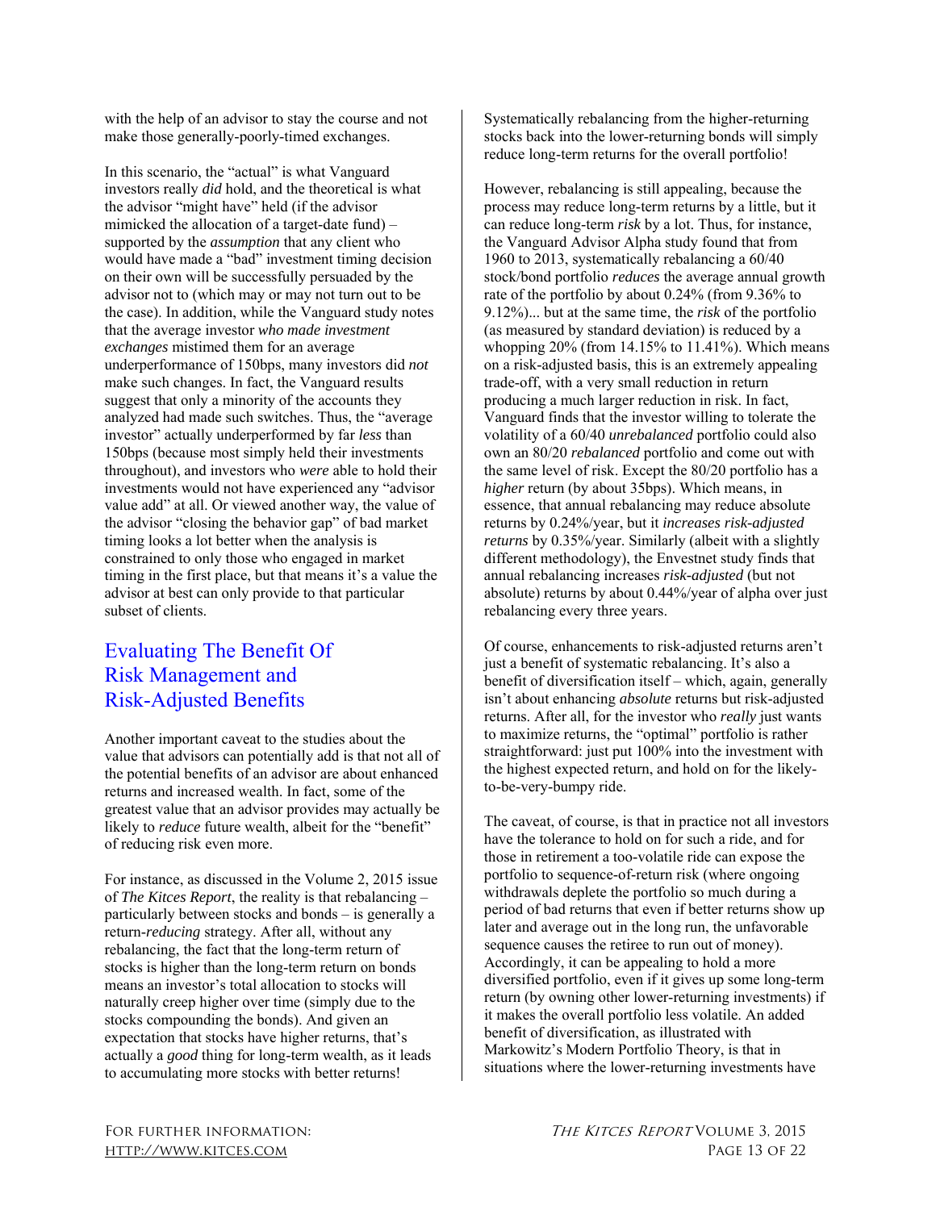with the help of an advisor to stay the course and not make those generally-poorly-timed exchanges.

In this scenario, the "actual" is what Vanguard investors really *did* hold, and the theoretical is what the advisor "might have" held (if the advisor mimicked the allocation of a target-date fund) – supported by the *assumption* that any client who would have made a "bad" investment timing decision on their own will be successfully persuaded by the advisor not to (which may or may not turn out to be the case). In addition, while the Vanguard study notes that the average investor *who made investment exchanges* mistimed them for an average underperformance of 150bps, many investors did *not* make such changes. In fact, the Vanguard results suggest that only a minority of the accounts they analyzed had made such switches. Thus, the "average investor" actually underperformed by far *less* than 150bps (because most simply held their investments throughout), and investors who *were* able to hold their investments would not have experienced any "advisor value add" at all. Or viewed another way, the value of the advisor "closing the behavior gap" of bad market timing looks a lot better when the analysis is constrained to only those who engaged in market timing in the first place, but that means it's a value the advisor at best can only provide to that particular subset of clients.

## Evaluating The Benefit Of Risk Management and Risk-Adjusted Benefits

Another important caveat to the studies about the value that advisors can potentially add is that not all of the potential benefits of an advisor are about enhanced returns and increased wealth. In fact, some of the greatest value that an advisor provides may actually be likely to *reduce* future wealth, albeit for the "benefit" of reducing risk even more.

For instance, as discussed in the Volume 2, 2015 issue of *The Kitces Report*, the reality is that rebalancing – particularly between stocks and bonds – is generally a return-*reducing* strategy. After all, without any rebalancing, the fact that the long-term return of stocks is higher than the long-term return on bonds means an investor's total allocation to stocks will naturally creep higher over time (simply due to the stocks compounding the bonds). And given an expectation that stocks have higher returns, that's actually a *good* thing for long-term wealth, as it leads to accumulating more stocks with better returns! Systematically rebalancing from the higher-returning stocks back into the lower-returning bonds will simply reduce long-term returns for the overall portfolio!

However, rebalancing is still appealing, because the process may reduce long-term returns by a little, but it can reduce long-term *risk* by a lot. Thus, for instance, the Vanguard Advisor Alpha study found that from 1960 to 2013, systematically rebalancing a 60/40 stock/bond portfolio *reduces* the average annual growth rate of the portfolio by about 0.24% (from 9.36% to 9.12%)... but at the same time, the *risk* of the portfolio (as measured by standard deviation) is reduced by a whopping 20% (from 14.15% to 11.41%). Which means on a risk-adjusted basis, this is an extremely appealing trade-off, with a very small reduction in return producing a much larger reduction in risk. In fact, Vanguard finds that the investor willing to tolerate the volatility of a 60/40 *unrebalanced* portfolio could also own an 80/20 *rebalanced* portfolio and come out with the same level of risk. Except the 80/20 portfolio has a *higher* return (by about 35bps). Which means, in essence, that annual rebalancing may reduce absolute returns by 0.24%/year, but it *increases risk-adjusted returns* by 0.35%/year. Similarly (albeit with a slightly different methodology), the Envestnet study finds that annual rebalancing increases *risk-adjusted* (but not absolute) returns by about 0.44%/year of alpha over just rebalancing every three years.

Of course, enhancements to risk-adjusted returns aren't just a benefit of systematic rebalancing. It's also a benefit of diversification itself – which, again, generally isn't about enhancing *absolute* returns but risk-adjusted returns. After all, for the investor who *really* just wants to maximize returns, the "optimal" portfolio is rather straightforward: just put 100% into the investment with the highest expected return, and hold on for the likely-to-be-very-bumpy ride.

The caveat, of course, is that in practice not all investors have the tolerance to hold on for such a ride, and for those in retirement a too-volatile ride can expose the portfolio to sequence-of-return risk (where ongoing withdrawals deplete the portfolio so much during a period of bad returns that even if better returns show up later and average out in the long run, the unfavorable sequence causes the retiree to run out of money). Accordingly, it can be appealing to hold a more diversified portfolio, even if it gives up some long-term return (by owning other lower-returning investments) if it makes the overall portfolio less volatile. An added benefit of diversification, as illustrated with Markowitz's Modern Portfolio Theory, is that in situations where the lower-returning investments have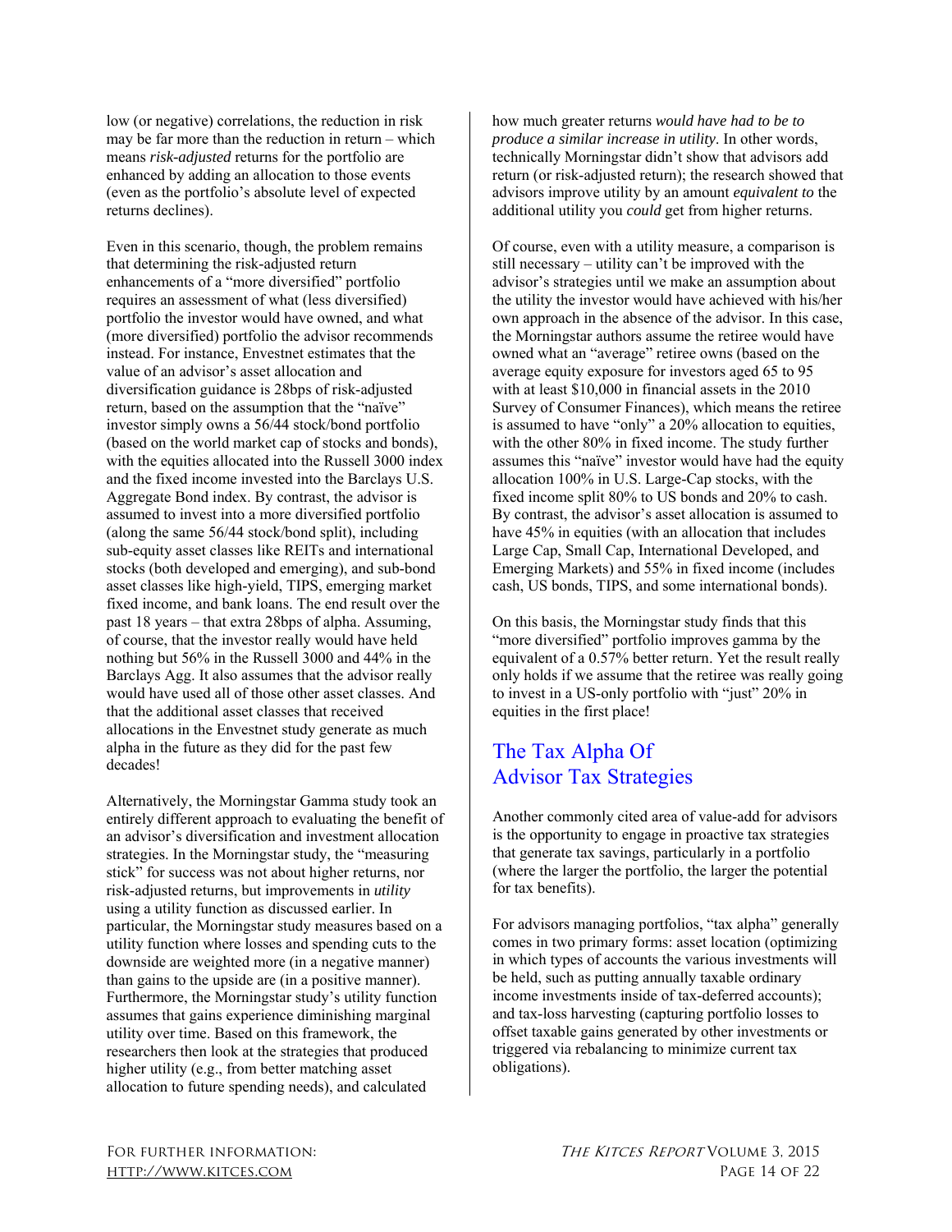low (or negative) correlations, the reduction in risk may be far more than the reduction in return – which means *risk-adjusted* returns for the portfolio are enhanced by adding an allocation to those events (even as the portfolio's absolute level of expected returns declines).

Even in this scenario, though, the problem remains that determining the risk-adjusted return enhancements of a "more diversified" portfolio requires an assessment of what (less diversified) portfolio the investor would have owned, and what (more diversified) portfolio the advisor recommends instead. For instance, Envestnet estimates that the value of an advisor's asset allocation and diversification guidance is 28bps of risk-adjusted return, based on the assumption that the "naïve" investor simply owns a 56/44 stock/bond portfolio (based on the world market cap of stocks and bonds), with the equities allocated into the Russell 3000 index and the fixed income invested into the Barclays U.S. Aggregate Bond index. By contrast, the advisor is assumed to invest into a more diversified portfolio (along the same 56/44 stock/bond split), including sub-equity asset classes like REITs and international stocks (both developed and emerging), and sub-bond asset classes like high-yield, TIPS, emerging market fixed income, and bank loans. The end result over the past 18 years – that extra 28bps of alpha. Assuming, of course, that the investor really would have held nothing but 56% in the Russell 3000 and 44% in the Barclays Agg. It also assumes that the advisor really would have used all of those other asset classes. And that the additional asset classes that received allocations in the Envestnet study generate as much alpha in the future as they did for the past few decades!

Alternatively, the Morningstar Gamma study took an entirely different approach to evaluating the benefit of an advisor's diversification and investment allocation strategies. In the Morningstar study, the "measuring stick" for success was not about higher returns, nor risk-adjusted returns, but improvements in *utility* using a utility function as discussed earlier. In particular, the Morningstar study measures based on a utility function where losses and spending cuts to the downside are weighted more (in a negative manner) than gains to the upside are (in a positive manner). Furthermore, the Morningstar study's utility function assumes that gains experience diminishing marginal utility over time. Based on this framework, the researchers then look at the strategies that produced higher utility (e.g., from better matching asset allocation to future spending needs), and calculated how much greater returns *would have had to be to produce a similar increase in utility*. In other words, technically Morningstar didn't show that advisors add return (or risk-adjusted return); the research showed that advisors improve utility by an amount *equivalent to* the additional utility you *could* get from higher returns.

Of course, even with a utility measure, a comparison is still necessary – utility can't be improved with the advisor's strategies until we make an assumption about the utility the investor would have achieved with his/her own approach in the absence of the advisor. In this case, the Morningstar authors assume the retiree would have owned what an "average" retiree owns (based on the average equity exposure for investors aged 65 to 95 with at least $10,000 in financial assets in the 2010 Survey of Consumer Finances), which means the retiree is assumed to have "only" a 20% allocation to equities, with the other 80% in fixed income. The study further assumes this "naïve" investor would have had the equity allocation 100% in U.S. Large-Cap stocks, with the fixed income split 80% to US bonds and 20% to cash. By contrast, the advisor's asset allocation is assumed to have 45% in equities (with an allocation that includes Large Cap, Small Cap, International Developed, and Emerging Markets) and 55% in fixed income (includes cash, US bonds, TIPS, and some international bonds).

On this basis, the Morningstar study finds that this "more diversified" portfolio improves gamma by the equivalent of a 0.57% better return. Yet the result really only holds if we assume that the retiree was really going to invest in a US-only portfolio with "just" 20% in equities in the first place!

## The Tax Alpha Of Advisor Tax Strategies

Another commonly cited area of value-add for advisors is the opportunity to engage in proactive tax strategies that generate tax savings, particularly in a portfolio (where the larger the portfolio, the larger the potential for tax benefits).

For advisors managing portfolios, "tax alpha" generally comes in two primary forms: asset location (optimizing in which types of accounts the various investments will be held, such as putting annually taxable ordinary income investments inside of tax-deferred accounts); and tax-loss harvesting (capturing portfolio losses to offset taxable gains generated by other investments or triggered via rebalancing to minimize current tax obligations).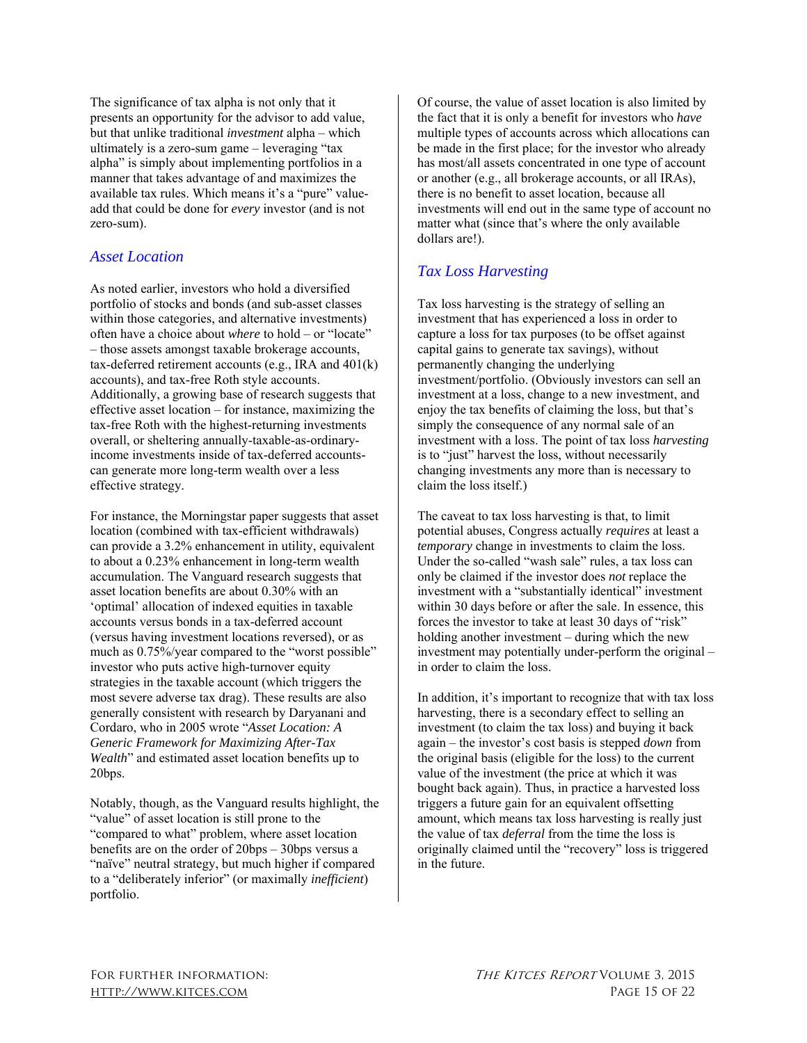The significance of tax alpha is not only that it presents an opportunity for the advisor to add value, but that unlike traditional *investment* alpha – which ultimately is a zero-sum game – leveraging "tax alpha" is simply about implementing portfolios in a manner that takes advantage of and maximizes the available tax rules. Which means it's a "pure" value-add that could be done for *every* investor (and is not zero-sum).

### *Asset Location*

As noted earlier, investors who hold a diversified portfolio of stocks and bonds (and sub-asset classes within those categories, and alternative investments) often have a choice about *where* to hold – or "locate" – those assets amongst taxable brokerage accounts, tax-deferred retirement accounts (e.g., IRA and 401(k) accounts), and tax-free Roth style accounts. Additionally, a growing base of research suggests that effective asset location – for instance, maximizing the tax-free Roth with the highest-returning investments overall, or sheltering annually-taxable-as-ordinary-income investments inside of tax-deferred accounts-can generate more long-term wealth over a less effective strategy.

For instance, the Morningstar paper suggests that asset location (combined with tax-efficient withdrawals) can provide a 3.2% enhancement in utility, equivalent to about a 0.23% enhancement in long-term wealth accumulation. The Vanguard research suggests that asset location benefits are about 0.30% with an 'optimal' allocation of indexed equities in taxable accounts versus bonds in a tax-deferred account (versus having investment locations reversed), or as much as 0.75%/year compared to the "worst possible" investor who puts active high-turnover equity strategies in the taxable account (which triggers the most severe adverse tax drag). These results are also generally consistent with research by Daryanani and Cordaro, who in 2005 wrote "*Asset Location: A Generic Framework for Maximizing After-Tax Wealth*" and estimated asset location benefits up to 20bps.

Notably, though, as the Vanguard results highlight, the "value" of asset location is still prone to the "compared to what" problem, where asset location benefits are on the order of 20bps – 30bps versus a "naïve" neutral strategy, but much higher if compared to a "deliberately inferior" (or maximally *inefficient*) portfolio.

Of course, the value of asset location is also limited by the fact that it is only a benefit for investors who *have* multiple types of accounts across which allocations can be made in the first place; for the investor who already has most/all assets concentrated in one type of account or another (e.g., all brokerage accounts, or all IRAs), there is no benefit to asset location, because all investments will end out in the same type of account no matter what (since that's where the only available dollars are!).

### *Tax Loss Harvesting*

Tax loss harvesting is the strategy of selling an investment that has experienced a loss in order to capture a loss for tax purposes (to be offset against capital gains to generate tax savings), without permanently changing the underlying investment/portfolio. (Obviously investors can sell an investment at a loss, change to a new investment, and enjoy the tax benefits of claiming the loss, but that's simply the consequence of any normal sale of an investment with a loss. The point of tax loss *harvesting* is to "just" harvest the loss, without necessarily changing investments any more than is necessary to claim the loss itself.)

The caveat to tax loss harvesting is that, to limit potential abuses, Congress actually *requires* at least a *temporary* change in investments to claim the loss. Under the so-called "wash sale" rules, a tax loss can only be claimed if the investor does *not* replace the investment with a "substantially identical" investment within 30 days before or after the sale. In essence, this forces the investor to take at least 30 days of "risk" holding another investment – during which the new investment may potentially under-perform the original – in order to claim the loss.

In addition, it's important to recognize that with tax loss harvesting, there is a secondary effect to selling an investment (to claim the tax loss) and buying it back again – the investor's cost basis is stepped *down* from the original basis (eligible for the loss) to the current value of the investment (the price at which it was bought back again). Thus, in practice a harvested loss triggers a future gain for an equivalent offsetting amount, which means tax loss harvesting is really just the value of tax *deferral* from the time the loss is originally claimed until the "recovery" loss is triggered in the future.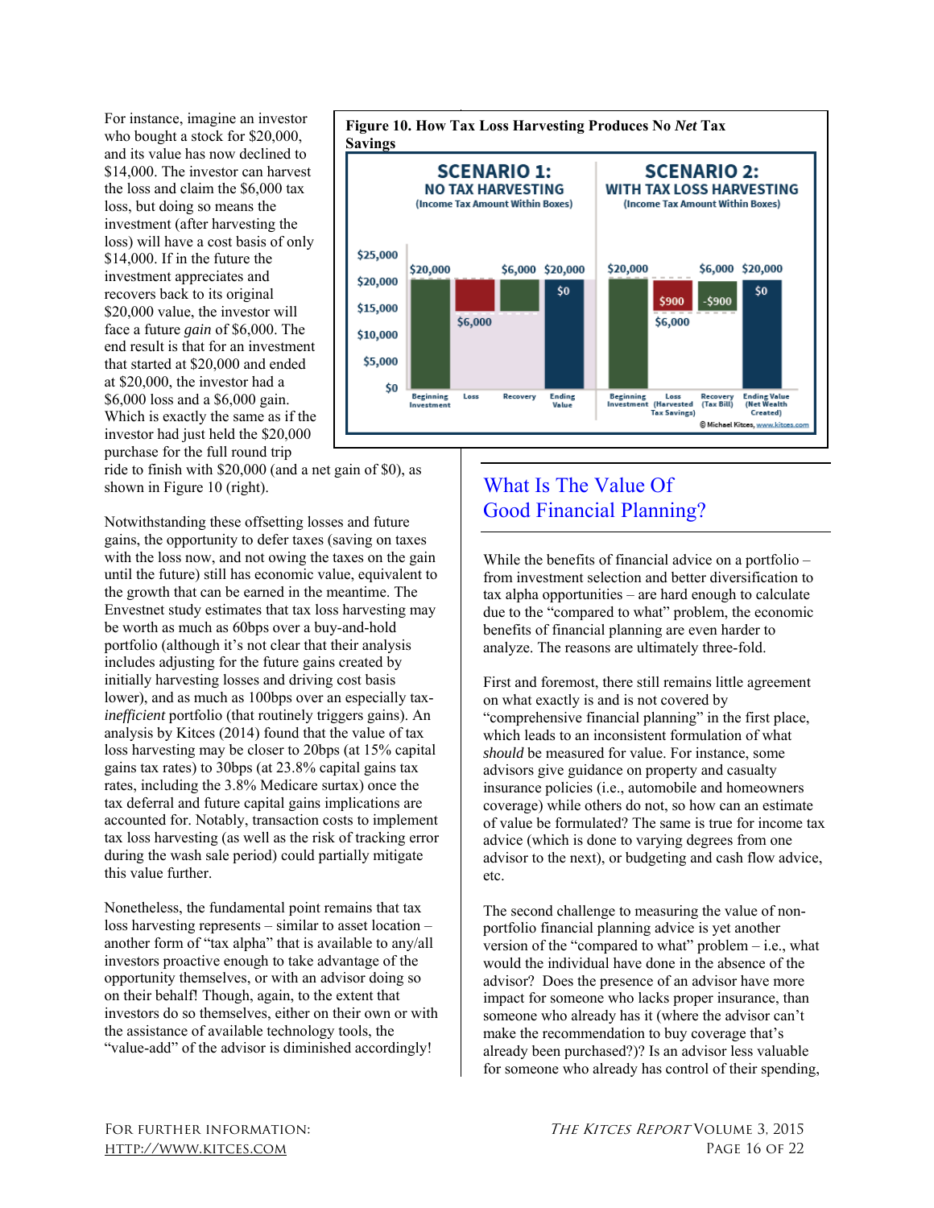For instance, imagine an investor who bought a stock for $20,000, and its value has now declined to $14,000. The investor can harvest the loss and claim the $6,000 tax loss, but doing so means the investment (after harvesting the loss) will have a cost basis of only $14,000. If in the future the investment appreciates and recovers back to its original $20,000 value, the investor will face a future *gain* of $6,000. The end result is that for an investment that started at $20,000 and ended at $20,000, the investor had a $6,000 loss and a $6,000 gain. Which is exactly the same as if the investor had just held the $20,000 purchase for the full round trip ride to finish with $20,000 (and a net gain of $0), as shown in Figure 10 (right).

**Figure 10. How Tax Loss Harvesting Produces No *Net* Tax Savings**

Notwithstanding these offsetting losses and future gains, the opportunity to defer taxes (saving on taxes with the loss now, and not owing the taxes on the gain until the future) still has economic value, equivalent to the growth that can be earned in the meantime. The Envestnet study estimates that tax loss harvesting may be worth as much as 60bps over a buy-and-hold portfolio (although it's not clear that their analysis includes adjusting for the future gains created by initially harvesting losses and driving cost basis lower), and as much as 100bps over an especially tax-*inefficient* portfolio (that routinely triggers gains). An analysis by Kitces (2014) found that the value of tax loss harvesting may be closer to 20bps (at 15% capital gains tax rates) to 30bps (at 23.8% capital gains tax rates, including the 3.8% Medicare surtax) once the tax deferral and future capital gains implications are accounted for. Notably, transaction costs to implement tax loss harvesting (as well as the risk of tracking error during the wash sale period) could partially mitigate this value further.

Nonetheless, the fundamental point remains that tax loss harvesting represents – similar to asset location – another form of "tax alpha" that is available to any/all investors proactive enough to take advantage of the opportunity themselves, or with an advisor doing so on their behalf! Though, again, to the extent that investors do so themselves, either on their own or with the assistance of available technology tools, the "value-add" of the advisor is diminished accordingly!

## What Is The Value Of Good Financial Planning?

While the benefits of financial advice on a portfolio – from investment selection and better diversification to tax alpha opportunities – are hard enough to calculate due to the "compared to what" problem, the economic benefits of financial planning are even harder to analyze. The reasons are ultimately three-fold.

First and foremost, there still remains little agreement on what exactly is and is not covered by "comprehensive financial planning" in the first place, which leads to an inconsistent formulation of what *should* be measured for value. For instance, some advisors give guidance on property and casualty insurance policies (i.e., automobile and homeowners coverage) while others do not, so how can an estimate of value be formulated? The same is true for income tax advice (which is done to varying degrees from one advisor to the next), or budgeting and cash flow advice, etc.

The second challenge to measuring the value of non-portfolio financial planning advice is yet another version of the "compared to what" problem – i.e., what would the individual have done in the absence of the advisor? Does the presence of an advisor have more impact for someone who lacks proper insurance, than someone who already has it (where the advisor can't make the recommendation to buy coverage that's already been purchased?)? Is an advisor less valuable for someone who already has control of their spending,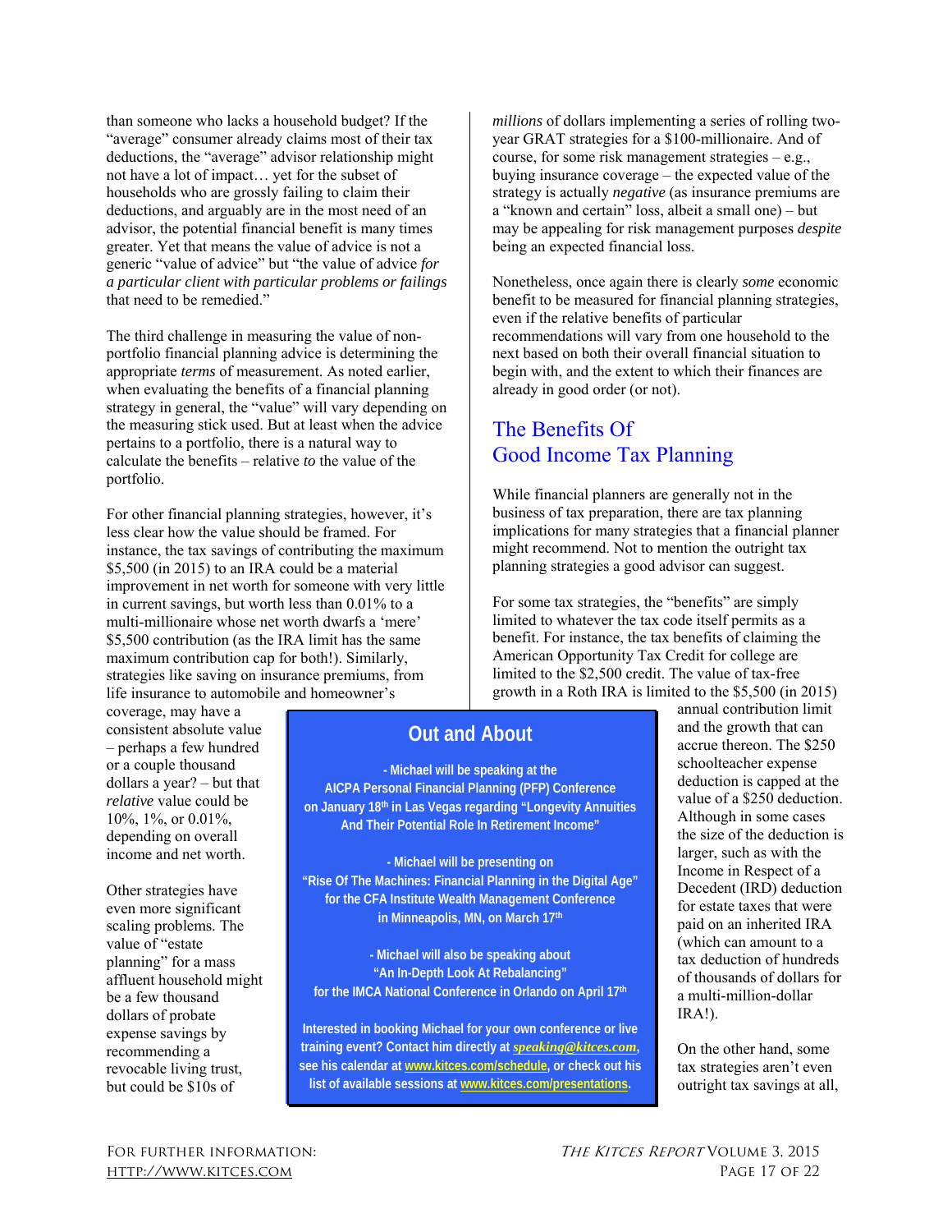than someone who lacks a household budget? If the "average" consumer already claims most of their tax deductions, the "average" advisor relationship might not have a lot of impact… yet for the subset of households who are grossly failing to claim their deductions, and arguably are in the most need of an advisor, the potential financial benefit is many times greater. Yet that means the value of advice is not a generic "value of advice" but "the value of advice *for a particular client with particular problems or failings* that need to be remedied."

The third challenge in measuring the value of non-portfolio financial planning advice is determining the appropriate *terms* of measurement. As noted earlier, when evaluating the benefits of a financial planning strategy in general, the "value" will vary depending on the measuring stick used. But at least when the advice pertains to a portfolio, there is a natural way to calculate the benefits – relative *to* the value of the portfolio.

For other financial planning strategies, however, it's less clear how the value should be framed. For instance, the tax savings of contributing the maximum $5,500 (in 2015) to an IRA could be a material improvement in net worth for someone with very little in current savings, but worth less than 0.01% to a multi-millionaire whose net worth dwarfs a 'mere' $5,500 contribution (as the IRA limit has the same maximum contribution cap for both!). Similarly, strategies like saving on insurance premiums, from life insurance to automobile and homeowner's coverage, may have a consistent absolute value – perhaps a few hundred or a couple thousand dollars a year? – but that *relative* value could be 10%, 1%, or 0.01%, depending on overall income and net worth.

Other strategies have even more significant scaling problems. The value of "estate planning" for a mass affluent household might be a few thousand dollars of probate expense savings by recommending a revocable living trust, but could be $10s of *millions* of dollars implementing a series of rolling two-year GRAT strategies for a $100-millionaire. And of course, for some risk management strategies – e.g., buying insurance coverage – the expected value of the strategy is actually *negative* (as insurance premiums are a "known and certain" loss, albeit a small one) – but may be appealing for risk management purposes *despite* being an expected financial loss.

Nonetheless, once again there is clearly *some* economic benefit to be measured for financial planning strategies, even if the relative benefits of particular recommendations will vary from one household to the next based on both their overall financial situation to begin with, and the extent to which their finances are already in good order (or not).

## The Benefits Of Good Income Tax Planning

While financial planners are generally not in the business of tax preparation, there are tax planning implications for many strategies that a financial planner might recommend. Not to mention the outright tax planning strategies a good advisor can suggest.

For some tax strategies, the "benefits" are simply limited to whatever the tax code itself permits as a benefit. For instance, the tax benefits of claiming the American Opportunity Tax Credit for college are limited to the $2,500 credit. The value of tax-free growth in a Roth IRA is limited to the $5,500 (in 2015) annual contribution limit and the growth that can accrue thereon. The $250 schoolteacher expense deduction is capped at the value of a $250 deduction. Although in some cases the size of the deduction is larger, such as with the Income in Respect of a Decedent (IRD) deduction for estate taxes that were paid on an inherited IRA (which can amount to a tax deduction of hundreds of thousands of dollars for a multi-million-dollar IRA!).

On the other hand, some tax strategies aren't even outright tax savings at all,

---

**Out and About**

**- Michael will be speaking at the AICPA Personal Financial Planning (PFP) Conference on January 18th in Las Vegas regarding "Longevity Annuities And Their Potential Role In Retirement Income"**

**- Michael will be presenting on "Rise Of The Machines: Financial Planning in the Digital Age" for the CFA Institute Wealth Management Conference in Minneapolis, MN, on March 17th**

**- Michael will also be speaking about "An In-Depth Look At Rebalancing" for the IMCA National Conference in Orlando on April 17th**

**Interested in booking Michael for your own conference or live training event? Contact him directly at *speaking@kitces.com*, see his calendar at www.kitces.com/schedule, or check out his list of available sessions at www.kitces.com/presentations.**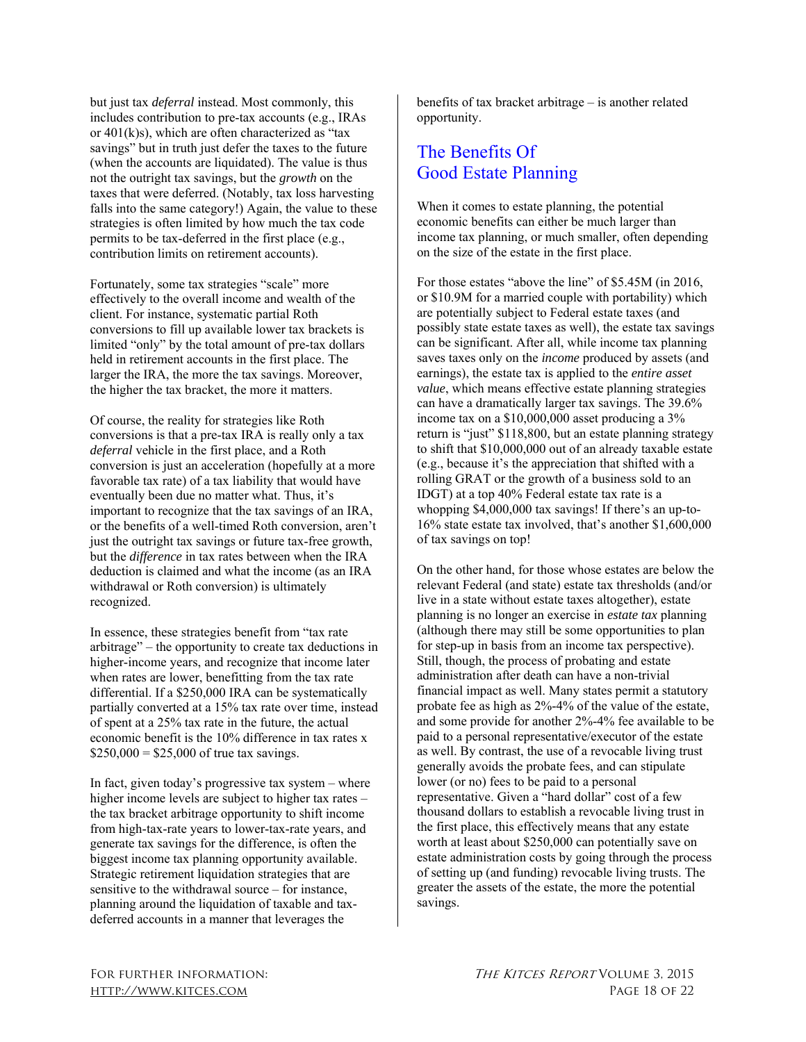but just tax *deferral* instead. Most commonly, this includes contribution to pre-tax accounts (e.g., IRAs or 401(k)s), which are often characterized as "tax savings" but in truth just defer the taxes to the future (when the accounts are liquidated). The value is thus not the outright tax savings, but the *growth* on the taxes that were deferred. (Notably, tax loss harvesting falls into the same category!) Again, the value to these strategies is often limited by how much the tax code permits to be tax-deferred in the first place (e.g., contribution limits on retirement accounts).

Fortunately, some tax strategies "scale" more effectively to the overall income and wealth of the client. For instance, systematic partial Roth conversions to fill up available lower tax brackets is limited "only" by the total amount of pre-tax dollars held in retirement accounts in the first place. The larger the IRA, the more the tax savings. Moreover, the higher the tax bracket, the more it matters.

Of course, the reality for strategies like Roth conversions is that a pre-tax IRA is really only a tax *deferral* vehicle in the first place, and a Roth conversion is just an acceleration (hopefully at a more favorable tax rate) of a tax liability that would have eventually been due no matter what. Thus, it's important to recognize that the tax savings of an IRA, or the benefits of a well-timed Roth conversion, aren't just the outright tax savings or future tax-free growth, but the *difference* in tax rates between when the IRA deduction is claimed and what the income (as an IRA withdrawal or Roth conversion) is ultimately recognized.

In essence, these strategies benefit from "tax rate arbitrage" – the opportunity to create tax deductions in higher-income years, and recognize that income later when rates are lower, benefitting from the tax rate differential. If a $250,000 IRA can be systematically partially converted at a 15% tax rate over time, instead of spent at a 25% tax rate in the future, the actual economic benefit is the 10% difference in tax rates x $250,000 = $25,000 of true tax savings.

In fact, given today's progressive tax system – where higher income levels are subject to higher tax rates – the tax bracket arbitrage opportunity to shift income from high-tax-rate years to lower-tax-rate years, and generate tax savings for the difference, is often the biggest income tax planning opportunity available. Strategic retirement liquidation strategies that are sensitive to the withdrawal source – for instance, planning around the liquidation of taxable and tax-deferred accounts in a manner that leverages the benefits of tax bracket arbitrage – is another related opportunity.

## The Benefits Of Good Estate Planning

When it comes to estate planning, the potential economic benefits can either be much larger than income tax planning, or much smaller, often depending on the size of the estate in the first place.

For those estates "above the line" of $5.45M (in 2016, or $10.9M for a married couple with portability) which are potentially subject to Federal estate taxes (and possibly state estate taxes as well), the estate tax savings can be significant. After all, while income tax planning saves taxes only on the *income* produced by assets (and earnings), the estate tax is applied to the *entire asset value*, which means effective estate planning strategies can have a dramatically larger tax savings. The 39.6% income tax on a $10,000,000 asset producing a 3% return is "just" $118,800, but an estate planning strategy to shift that $10,000,000 out of an already taxable estate (e.g., because it's the appreciation that shifted with a rolling GRAT or the growth of a business sold to an IDGT) at a top 40% Federal estate tax rate is a whopping $4,000,000 tax savings! If there's an up-to-16% state estate tax involved, that's another $1,600,000 of tax savings on top!

On the other hand, for those whose estates are below the relevant Federal (and state) estate tax thresholds (and/or live in a state without estate taxes altogether), estate planning is no longer an exercise in *estate tax* planning (although there may still be some opportunities to plan for step-up in basis from an income tax perspective). Still, though, the process of probating and estate administration after death can have a non-trivial financial impact as well. Many states permit a statutory probate fee as high as 2%-4% of the value of the estate, and some provide for another 2%-4% fee available to be paid to a personal representative/executor of the estate as well. By contrast, the use of a revocable living trust generally avoids the probate fees, and can stipulate lower (or no) fees to be paid to a personal representative. Given a "hard dollar" cost of a few thousand dollars to establish a revocable living trust in the first place, this effectively means that any estate worth at least about $250,000 can potentially save on estate administration costs by going through the process of setting up (and funding) revocable living trusts. The greater the assets of the estate, the more the potential savings.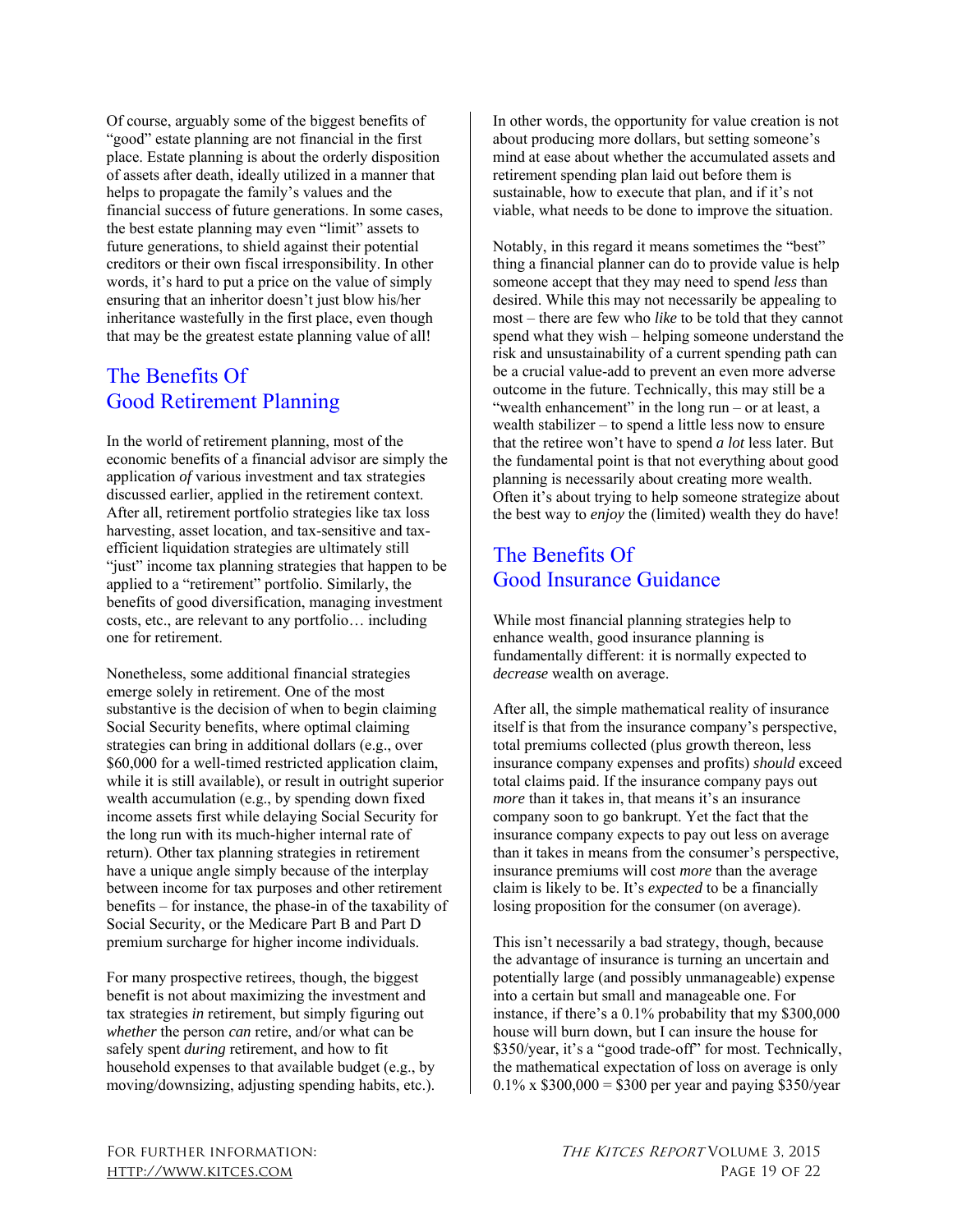Of course, arguably some of the biggest benefits of "good" estate planning are not financial in the first place. Estate planning is about the orderly disposition of assets after death, ideally utilized in a manner that helps to propagate the family's values and the financial success of future generations. In some cases, the best estate planning may even "limit" assets to future generations, to shield against their potential creditors or their own fiscal irresponsibility. In other words, it's hard to put a price on the value of simply ensuring that an inheritor doesn't just blow his/her inheritance wastefully in the first place, even though that may be the greatest estate planning value of all!

## The Benefits Of Good Retirement Planning

In the world of retirement planning, most of the economic benefits of a financial advisor are simply the application *of* various investment and tax strategies discussed earlier, applied in the retirement context. After all, retirement portfolio strategies like tax loss harvesting, asset location, and tax-sensitive and tax-efficient liquidation strategies are ultimately still "just" income tax planning strategies that happen to be applied to a "retirement" portfolio. Similarly, the benefits of good diversification, managing investment costs, etc., are relevant to any portfolio… including one for retirement.

Nonetheless, some additional financial strategies emerge solely in retirement. One of the most substantive is the decision of when to begin claiming Social Security benefits, where optimal claiming strategies can bring in additional dollars (e.g., over $60,000 for a well-timed restricted application claim, while it is still available), or result in outright superior wealth accumulation (e.g., by spending down fixed income assets first while delaying Social Security for the long run with its much-higher internal rate of return). Other tax planning strategies in retirement have a unique angle simply because of the interplay between income for tax purposes and other retirement benefits – for instance, the phase-in of the taxability of Social Security, or the Medicare Part B and Part D premium surcharge for higher income individuals.

For many prospective retirees, though, the biggest benefit is not about maximizing the investment and tax strategies *in* retirement, but simply figuring out *whether* the person *can* retire, and/or what can be safely spent *during* retirement, and how to fit household expenses to that available budget (e.g., by moving/downsizing, adjusting spending habits, etc.).

In other words, the opportunity for value creation is not about producing more dollars, but setting someone's mind at ease about whether the accumulated assets and retirement spending plan laid out before them is sustainable, how to execute that plan, and if it's not viable, what needs to be done to improve the situation.

Notably, in this regard it means sometimes the "best" thing a financial planner can do to provide value is help someone accept that they may need to spend *less* than desired. While this may not necessarily be appealing to most – there are few who *like* to be told that they cannot spend what they wish – helping someone understand the risk and unsustainability of a current spending path can be a crucial value-add to prevent an even more adverse outcome in the future. Technically, this may still be a "wealth enhancement" in the long run – or at least, a wealth stabilizer – to spend a little less now to ensure that the retiree won't have to spend *a lot* less later. But the fundamental point is that not everything about good planning is necessarily about creating more wealth. Often it's about trying to help someone strategize about the best way to *enjoy* the (limited) wealth they do have!

## The Benefits Of Good Insurance Guidance

While most financial planning strategies help to enhance wealth, good insurance planning is fundamentally different: it is normally expected to *decrease* wealth on average.

After all, the simple mathematical reality of insurance itself is that from the insurance company's perspective, total premiums collected (plus growth thereon, less insurance company expenses and profits) *should* exceed total claims paid. If the insurance company pays out *more* than it takes in, that means it's an insurance company soon to go bankrupt. Yet the fact that the insurance company expects to pay out less on average than it takes in means from the consumer's perspective, insurance premiums will cost *more* than the average claim is likely to be. It's *expected* to be a financially losing proposition for the consumer (on average).

This isn't necessarily a bad strategy, though, because the advantage of insurance is turning an uncertain and potentially large (and possibly unmanageable) expense into a certain but small and manageable one. For instance, if there's a 0.1% probability that my $300,000 house will burn down, but I can insure the house for $350/year, it's a "good trade-off" for most. Technically, the mathematical expectation of loss on average is only 0.1% x $300,000 = $300 per year and paying $350/year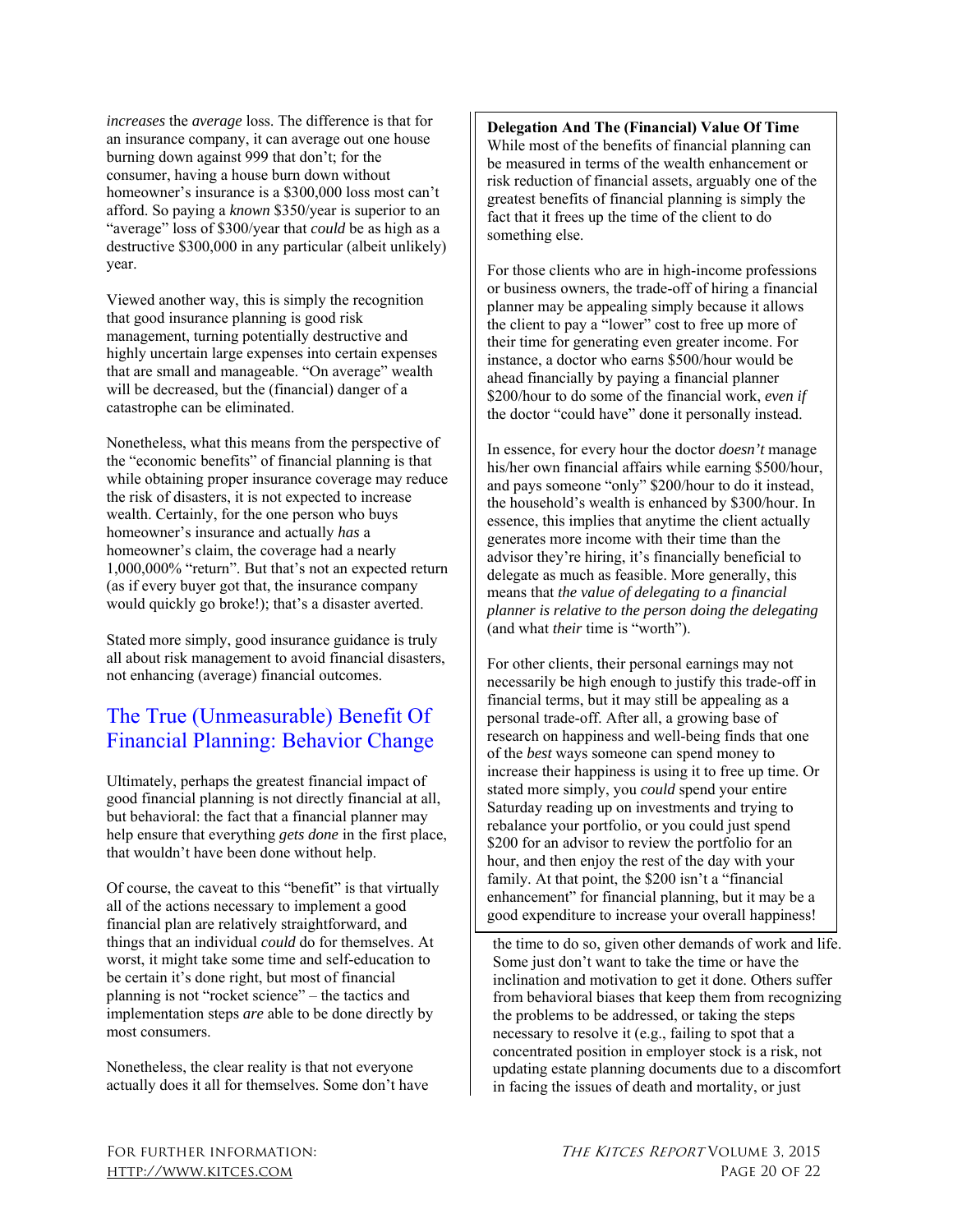*increases* the *average* loss. The difference is that for an insurance company, it can average out one house burning down against 999 that don't; for the consumer, having a house burn down without homeowner's insurance is a $300,000 loss most can't afford. So paying a *known* $350/year is superior to an "average" loss of $300/year that *could* be as high as a destructive $300,000 in any particular (albeit unlikely) year.

Viewed another way, this is simply the recognition that good insurance planning is good risk management, turning potentially destructive and highly uncertain large expenses into certain expenses that are small and manageable. "On average" wealth will be decreased, but the (financial) danger of a catastrophe can be eliminated.

Nonetheless, what this means from the perspective of the "economic benefits" of financial planning is that while obtaining proper insurance coverage may reduce the risk of disasters, it is not expected to increase wealth. Certainly, for the one person who buys homeowner's insurance and actually *has* a homeowner's claim, the coverage had a nearly 1,000,000% "return". But that's not an expected return (as if every buyer got that, the insurance company would quickly go broke!); that's a disaster averted.

Stated more simply, good insurance guidance is truly all about risk management to avoid financial disasters, not enhancing (average) financial outcomes.

## The True (Unmeasurable) Benefit Of Financial Planning: Behavior Change

Ultimately, perhaps the greatest financial impact of good financial planning is not directly financial at all, but behavioral: the fact that a financial planner may help ensure that everything *gets done* in the first place, that wouldn't have been done without help.

Of course, the caveat to this "benefit" is that virtually all of the actions necessary to implement a good financial plan are relatively straightforward, and things that an individual *could* do for themselves. At worst, it might take some time and self-education to be certain it's done right, but most of financial planning is not "rocket science" – the tactics and implementation steps *are* able to be done directly by most consumers.

Nonetheless, the clear reality is that not everyone actually does it all for themselves. Some don't have the time to do so, given other demands of work and life. Some just don't want to take the time or have the inclination and motivation to get it done. Others suffer from behavioral biases that keep them from recognizing the problems to be addressed, or taking the steps necessary to resolve it (e.g., failing to spot that a concentrated position in employer stock is a risk, not updating estate planning documents due to a discomfort in facing the issues of death and mortality, or just

**Delegation And The (Financial) Value Of Time**

While most of the benefits of financial planning can be measured in terms of the wealth enhancement or risk reduction of financial assets, arguably one of the greatest benefits of financial planning is simply the fact that it frees up the time of the client to do something else.

For those clients who are in high-income professions or business owners, the trade-off of hiring a financial planner may be appealing simply because it allows the client to pay a "lower" cost to free up more of their time for generating even greater income. For instance, a doctor who earns $500/hour would be ahead financially by paying a financial planner $200/hour to do some of the financial work, *even if* the doctor "could have" done it personally instead.

In essence, for every hour the doctor *doesn't* manage his/her own financial affairs while earning $500/hour, and pays someone "only" $200/hour to do it instead, the household's wealth is enhanced by $300/hour. In essence, this implies that anytime the client actually generates more income with their time than the advisor they're hiring, it's financially beneficial to delegate as much as feasible. More generally, this means that *the value of delegating to a financial planner is relative to the person doing the delegating* (and what *their* time is "worth").

For other clients, their personal earnings may not necessarily be high enough to justify this trade-off in financial terms, but it may still be appealing as a personal trade-off. After all, a growing base of research on happiness and well-being finds that one of the *best* ways someone can spend money to increase their happiness is using it to free up time. Or stated more simply, you *could* spend your entire Saturday reading up on investments and trying to rebalance your portfolio, or you could just spend $200 for an advisor to review the portfolio for an hour, and then enjoy the rest of the day with your family. At that point, the $200 isn't a "financial enhancement" for financial planning, but it may be a good expenditure to increase your overall happiness!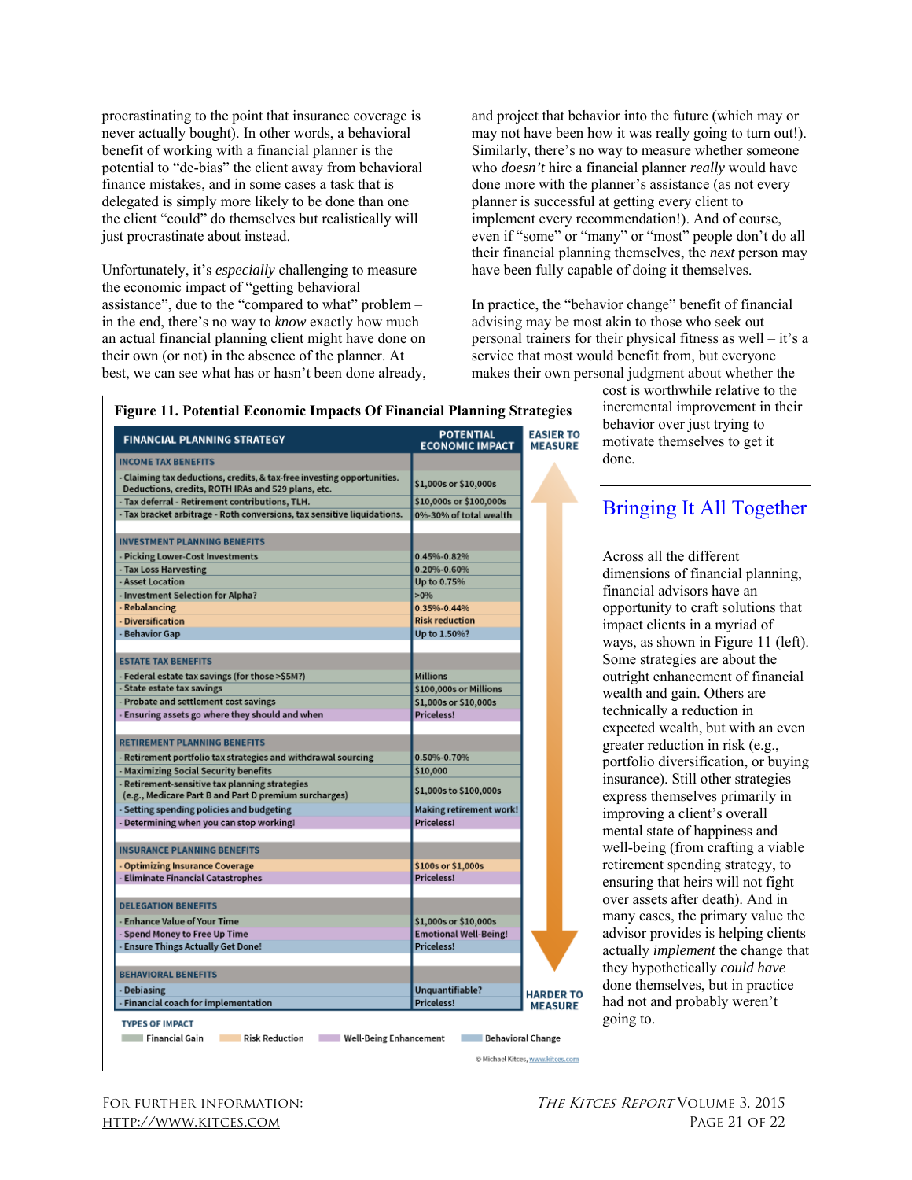procrastinating to the point that insurance coverage is never actually bought). In other words, a behavioral benefit of working with a financial planner is the potential to "de-bias" the client away from behavioral finance mistakes, and in some cases a task that is delegated is simply more likely to be done than one the client "could" do themselves but realistically will just procrastinate about instead.

Unfortunately, it's *especially* challenging to measure the economic impact of "getting behavioral assistance", due to the "compared to what" problem – in the end, there's no way to *know* exactly how much an actual financial planning client might have done on their own (or not) in the absence of the planner. At best, we can see what has or hasn't been done already, and project that behavior into the future (which may or may not have been how it was really going to turn out!). Similarly, there's no way to measure whether someone who *doesn't* hire a financial planner *really* would have done more with the planner's assistance (as not every planner is successful at getting every client to implement every recommendation!). And of course, even if "some" or "many" or "most" people don't do all their financial planning themselves, the *next* person may have been fully capable of doing it themselves.

In practice, the "behavior change" benefit of financial advising may be most akin to those who seek out personal trainers for their physical fitness as well – it's a service that most would benefit from, but everyone makes their own personal judgment about whether the cost is worthwhile relative to the incremental improvement in their behavior over just trying to motivate themselves to get it done.

**Figure 11. Potential Economic Impacts Of Financial Planning Strategies**

| FINANCIAL PLANNING STRATEGY | POTENTIAL ECONOMIC IMPACT |
|---|---|
| **INCOME TAX BENEFITS** | |
| - Claiming tax deductions, credits, & tax-free investing opportunities. Deductions, credits, ROTH IRAs and 529 plans, etc. | $1,000s or $10,000s |
| - Tax deferral - Retirement contributions, TLH. | $10,000s or $100,000s |
| - Tax bracket arbitrage - Roth conversions, tax sensitive liquidations. | 0%-30% of total wealth |
| **INVESTMENT PLANNING BENEFITS** | |
| - Picking Lower-Cost Investments | 0.45%-0.82% |
| - Tax Loss Harvesting | 0.20%-0.60% |
| - Asset Location | Up to 0.75% |
| - Investment Selection for Alpha? | >0% |
| - Rebalancing | 0.35%-0.44% |
| - Diversification | Risk reduction |
| - Behavior Gap | Up to 1.50%? |
| **ESTATE TAX BENEFITS** | |
| - Federal estate tax savings (for those >$5M?) | Millions |
| - State estate tax savings | $100,000s or Millions |
| - Probate and settlement cost savings | $1,000s or $10,000s |
| - Ensuring assets go where they should and when | Priceless! |
| **RETIREMENT PLANNING BENEFITS** | |
| - Retirement portfolio tax strategies and withdrawal sourcing | 0.50%-0.70% |
| - Maximizing Social Security benefits | $10,000 |
| - Retirement-sensitive tax planning strategies (e.g., Medicare Part B and Part D premium surcharges) | $1,000s to $100,000s |
| - Setting spending policies and budgeting | Making retirement work! |
| - Determining when you can stop working! | Priceless! |
| **INSURANCE PLANNING BENEFITS** | |
| - Optimizing Insurance Coverage | $100s or $1,000s |
| - Eliminate Financial Catastrophes | Priceless! |
| **DELEGATION BENEFITS** | |
| - Enhance Value of Your Time | $1,000s or $10,000s |
| - Spend Money to Free Up Time | Emotional Well-Being! |
| - Ensure Things Actually Get Done! | Priceless! |
| **BEHAVIORAL BENEFITS** | |
| - Debiasing | Unquantifiable? |
| - Financial coach for implementation | Priceless! |

EASIER TO MEASURE ↕ HARDER TO MEASURE

TYPES OF IMPACT: Financial Gain, Risk Reduction, Well-Being Enhancement, Behavioral Change

© Michael Kitces, www.kitces.com

## Bringing It All Together

Across all the different dimensions of financial planning, financial advisors have an opportunity to craft solutions that impact clients in a myriad of ways, as shown in Figure 11 (left). Some strategies are about the outright enhancement of financial wealth and gain. Others are technically a reduction in expected wealth, but with an even greater reduction in risk (e.g., portfolio diversification, or buying insurance). Still other strategies express themselves primarily in improving a client's overall mental state of happiness and well-being (from crafting a viable retirement spending strategy, to ensuring that heirs will not fight over assets after death). And in many cases, the primary value the advisor provides is helping clients actually *implement* the change that they hypothetically *could have* done themselves, but in practice had not and probably weren't going to.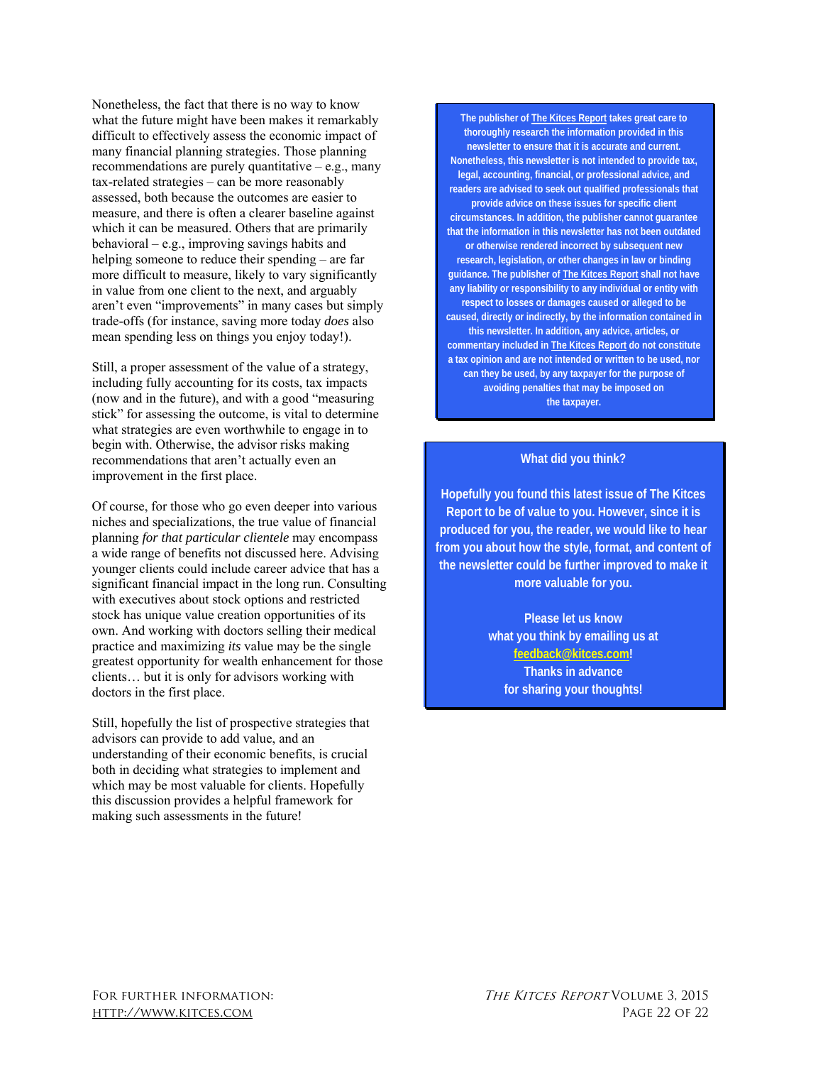Nonetheless, the fact that there is no way to know what the future might have been makes it remarkably difficult to effectively assess the economic impact of many financial planning strategies. Those planning recommendations are purely quantitative – e.g., many tax-related strategies – can be more reasonably assessed, both because the outcomes are easier to measure, and there is often a clearer baseline against which it can be measured. Others that are primarily behavioral – e.g., improving savings habits and helping someone to reduce their spending – are far more difficult to measure, likely to vary significantly in value from one client to the next, and arguably aren't even "improvements" in many cases but simply trade-offs (for instance, saving more today *does* also mean spending less on things you enjoy today!).

Still, a proper assessment of the value of a strategy, including fully accounting for its costs, tax impacts (now and in the future), and with a good "measuring stick" for assessing the outcome, is vital to determine what strategies are even worthwhile to engage in to begin with. Otherwise, the advisor risks making recommendations that aren't actually even an improvement in the first place.

Of course, for those who go even deeper into various niches and specializations, the true value of financial planning *for that particular clientele* may encompass a wide range of benefits not discussed here. Advising younger clients could include career advice that has a significant financial impact in the long run. Consulting with executives about stock options and restricted stock has unique value creation opportunities of its own. And working with doctors selling their medical practice and maximizing *its* value may be the single greatest opportunity for wealth enhancement for those clients… but it is only for advisors working with doctors in the first place.

Still, hopefully the list of prospective strategies that advisors can provide to add value, and an understanding of their economic benefits, is crucial both in deciding what strategies to implement and which may be most valuable for clients. Hopefully this discussion provides a helpful framework for making such assessments in the future!

**The publisher of The Kitces Report takes great care to thoroughly research the information provided in this newsletter to ensure that it is accurate and current. Nonetheless, this newsletter is not intended to provide tax, legal, accounting, financial, or professional advice, and readers are advised to seek out qualified professionals that provide advice on these issues for specific client circumstances. In addition, the publisher cannot guarantee that the information in this newsletter has not been outdated or otherwise rendered incorrect by subsequent new research, legislation, or other changes in law or binding guidance. The publisher of The Kitces Report shall not have any liability or responsibility to any individual or entity with respect to losses or damages caused or alleged to be caused, directly or indirectly, by the information contained in this newsletter. In addition, any advice, articles, or commentary included in The Kitces Report do not constitute a tax opinion and are not intended or written to be used, nor can they be used, by any taxpayer for the purpose of avoiding penalties that may be imposed on the taxpayer.**

**What did you think?**

**Hopefully you found this latest issue of The Kitces Report to be of value to you. However, since it is produced for you, the reader, we would like to hear from you about how the style, format, and content of the newsletter could be further improved to make it more valuable for you.**

**Please let us know what you think by emailing us at feedback@kitces.com! Thanks in advance for sharing your thoughts!**